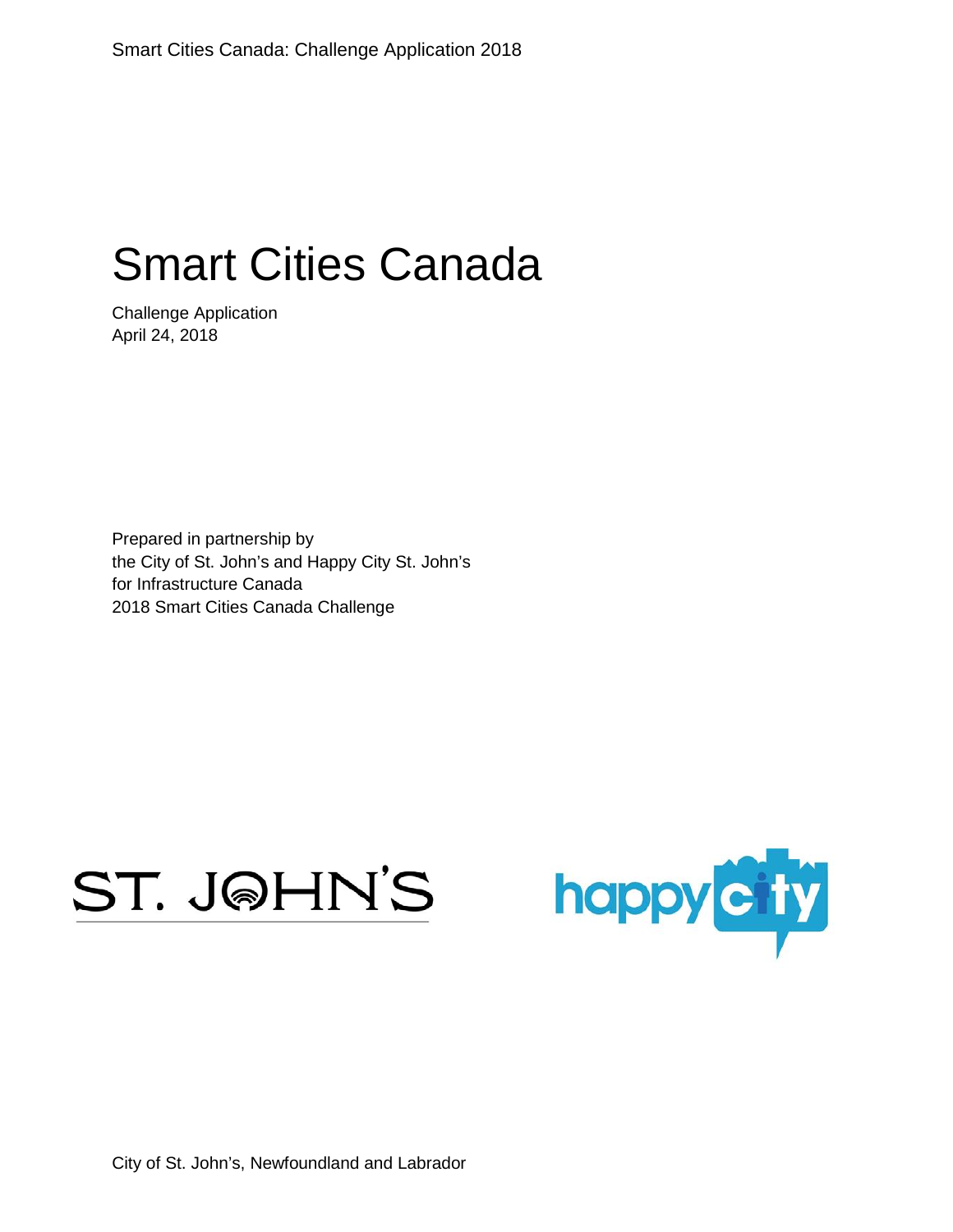# Smart Cities Canada

Challenge Application
April 24, 2018

Prepared in partnership by
the City of St. John's and Happy City St. John's
for Infrastructure Canada
2018 Smart Cities Canada Challenge

ST. JOHN'S

happy city

City of St. John's, Newfoundland and Labrador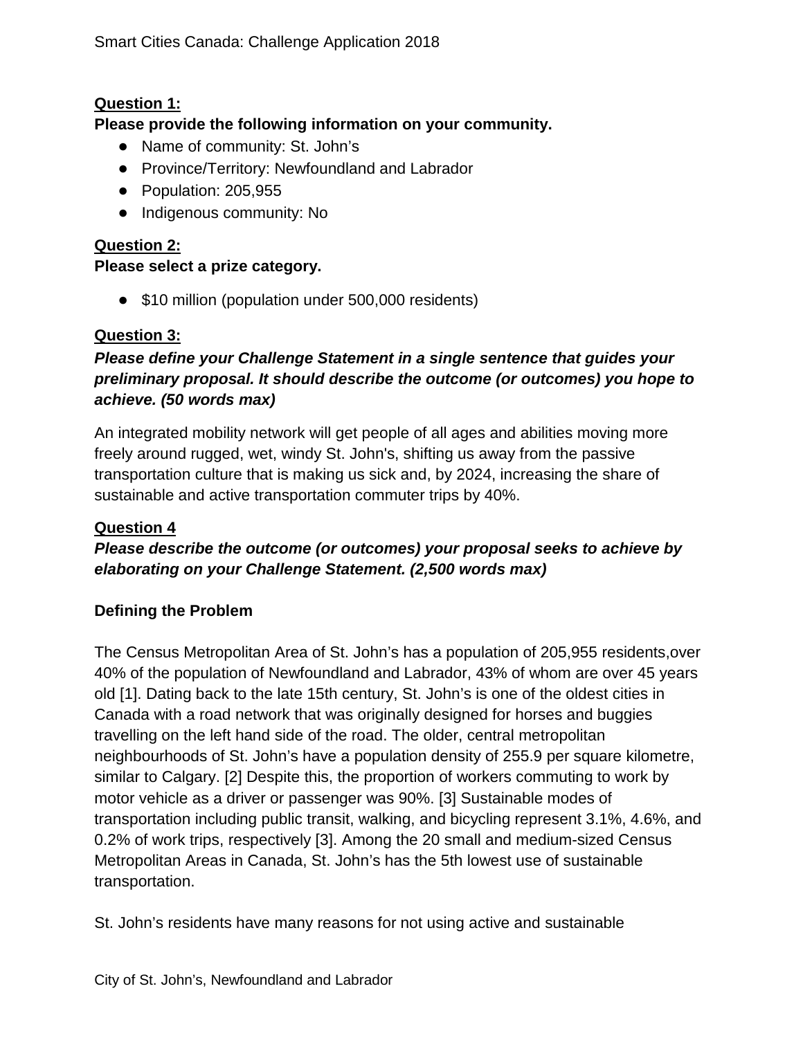**Question 1:**

**Please provide the following information on your community.**

- Name of community: St. John's
- Province/Territory: Newfoundland and Labrador
- Population: 205,955
- Indigenous community: No

**Question 2:**

**Please select a prize category.**

- $10 million (population under 500,000 residents)

**Question 3:**

***Please define your Challenge Statement in a single sentence that guides your preliminary proposal. It should describe the outcome (or outcomes) you hope to achieve. (50 words max)***

An integrated mobility network will get people of all ages and abilities moving more freely around rugged, wet, windy St. John's, shifting us away from the passive transportation culture that is making us sick and, by 2024, increasing the share of sustainable and active transportation commuter trips by 40%.

**Question 4**

***Please describe the outcome (or outcomes) your proposal seeks to achieve by elaborating on your Challenge Statement. (2,500 words max)***

**Defining the Problem**

The Census Metropolitan Area of St. John's has a population of 205,955 residents,over 40% of the population of Newfoundland and Labrador, 43% of whom are over 45 years old [1]. Dating back to the late 15th century, St. John's is one of the oldest cities in Canada with a road network that was originally designed for horses and buggies travelling on the left hand side of the road. The older, central metropolitan neighbourhoods of St. John's have a population density of 255.9 per square kilometre, similar to Calgary. [2] Despite this, the proportion of workers commuting to work by motor vehicle as a driver or passenger was 90%. [3] Sustainable modes of transportation including public transit, walking, and bicycling represent 3.1%, 4.6%, and 0.2% of work trips, respectively [3]. Among the 20 small and medium-sized Census Metropolitan Areas in Canada, St. John's has the 5th lowest use of sustainable transportation.

St. John's residents have many reasons for not using active and sustainable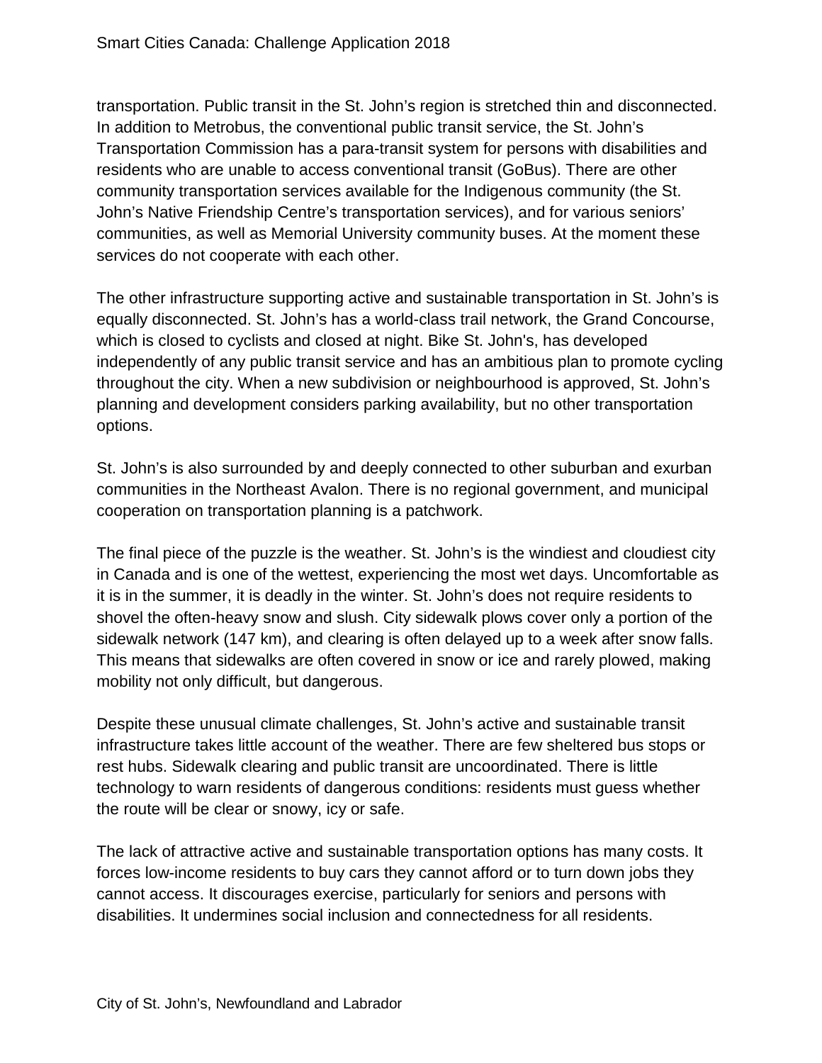transportation. Public transit in the St. John's region is stretched thin and disconnected. In addition to Metrobus, the conventional public transit service, the St. John's Transportation Commission has a para-transit system for persons with disabilities and residents who are unable to access conventional transit (GoBus). There are other community transportation services available for the Indigenous community (the St. John's Native Friendship Centre's transportation services), and for various seniors' communities, as well as Memorial University community buses. At the moment these services do not cooperate with each other.

The other infrastructure supporting active and sustainable transportation in St. John's is equally disconnected. St. John's has a world-class trail network, the Grand Concourse, which is closed to cyclists and closed at night. Bike St. John's, has developed independently of any public transit service and has an ambitious plan to promote cycling throughout the city. When a new subdivision or neighbourhood is approved, St. John's planning and development considers parking availability, but no other transportation options.

St. John's is also surrounded by and deeply connected to other suburban and exurban communities in the Northeast Avalon. There is no regional government, and municipal cooperation on transportation planning is a patchwork.

The final piece of the puzzle is the weather. St. John's is the windiest and cloudiest city in Canada and is one of the wettest, experiencing the most wet days. Uncomfortable as it is in the summer, it is deadly in the winter. St. John's does not require residents to shovel the often-heavy snow and slush. City sidewalk plows cover only a portion of the sidewalk network (147 km), and clearing is often delayed up to a week after snow falls. This means that sidewalks are often covered in snow or ice and rarely plowed, making mobility not only difficult, but dangerous.

Despite these unusual climate challenges, St. John's active and sustainable transit infrastructure takes little account of the weather. There are few sheltered bus stops or rest hubs. Sidewalk clearing and public transit are uncoordinated. There is little technology to warn residents of dangerous conditions: residents must guess whether the route will be clear or snowy, icy or safe.

The lack of attractive active and sustainable transportation options has many costs. It forces low-income residents to buy cars they cannot afford or to turn down jobs they cannot access. It discourages exercise, particularly for seniors and persons with disabilities. It undermines social inclusion and connectedness for all residents.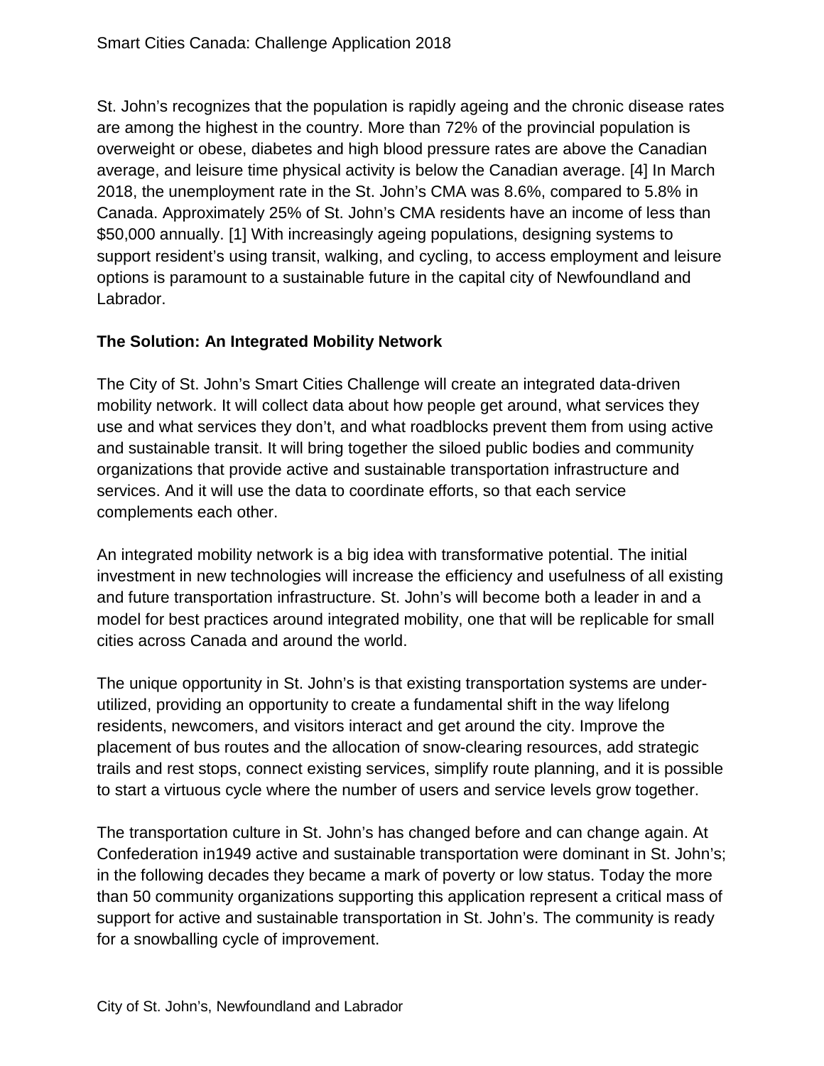St. John's recognizes that the population is rapidly ageing and the chronic disease rates are among the highest in the country. More than 72% of the provincial population is overweight or obese, diabetes and high blood pressure rates are above the Canadian average, and leisure time physical activity is below the Canadian average. [4] In March 2018, the unemployment rate in the St. John's CMA was 8.6%, compared to 5.8% in Canada. Approximately 25% of St. John's CMA residents have an income of less than $50,000 annually. [1] With increasingly ageing populations, designing systems to support resident's using transit, walking, and cycling, to access employment and leisure options is paramount to a sustainable future in the capital city of Newfoundland and Labrador.

**The Solution: An Integrated Mobility Network**

The City of St. John's Smart Cities Challenge will create an integrated data-driven mobility network. It will collect data about how people get around, what services they use and what services they don't, and what roadblocks prevent them from using active and sustainable transit. It will bring together the siloed public bodies and community organizations that provide active and sustainable transportation infrastructure and services. And it will use the data to coordinate efforts, so that each service complements each other.

An integrated mobility network is a big idea with transformative potential. The initial investment in new technologies will increase the efficiency and usefulness of all existing and future transportation infrastructure. St. John's will become both a leader in and a model for best practices around integrated mobility, one that will be replicable for small cities across Canada and around the world.

The unique opportunity in St. John's is that existing transportation systems are under-utilized, providing an opportunity to create a fundamental shift in the way lifelong residents, newcomers, and visitors interact and get around the city. Improve the placement of bus routes and the allocation of snow-clearing resources, add strategic trails and rest stops, connect existing services, simplify route planning, and it is possible to start a virtuous cycle where the number of users and service levels grow together.

The transportation culture in St. John's has changed before and can change again. At Confederation in1949 active and sustainable transportation were dominant in St. John's; in the following decades they became a mark of poverty or low status. Today the more than 50 community organizations supporting this application represent a critical mass of support for active and sustainable transportation in St. John's. The community is ready for a snowballing cycle of improvement.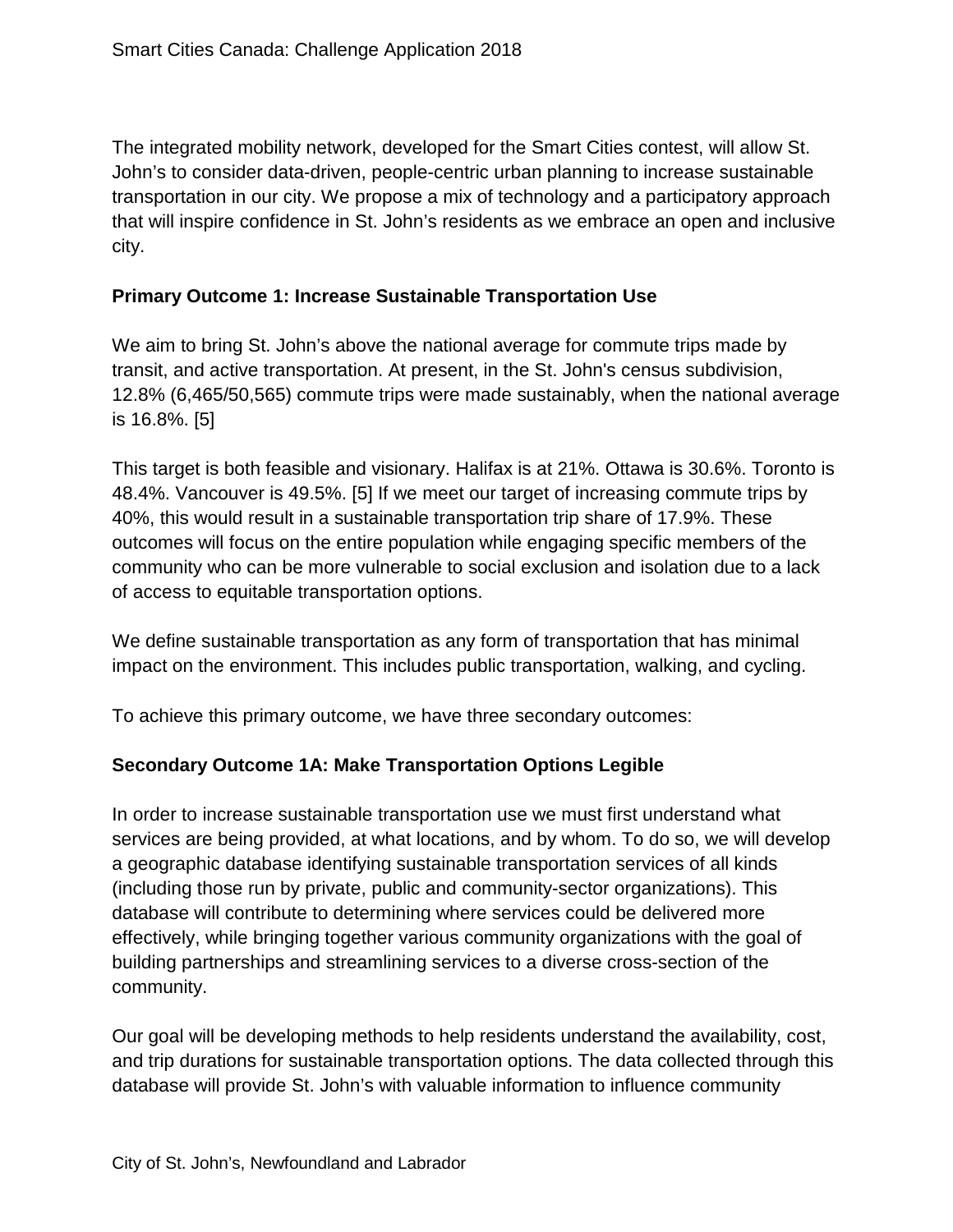The integrated mobility network, developed for the Smart Cities contest, will allow St. John's to consider data-driven, people-centric urban planning to increase sustainable transportation in our city. We propose a mix of technology and a participatory approach that will inspire confidence in St. John's residents as we embrace an open and inclusive city.

**Primary Outcome 1: Increase Sustainable Transportation Use**

We aim to bring St. John's above the national average for commute trips made by transit, and active transportation. At present, in the St. John's census subdivision, 12.8% (6,465/50,565) commute trips were made sustainably, when the national average is 16.8%. [5]

This target is both feasible and visionary. Halifax is at 21%. Ottawa is 30.6%. Toronto is 48.4%. Vancouver is 49.5%. [5] If we meet our target of increasing commute trips by 40%, this would result in a sustainable transportation trip share of 17.9%. These outcomes will focus on the entire population while engaging specific members of the community who can be more vulnerable to social exclusion and isolation due to a lack of access to equitable transportation options.

We define sustainable transportation as any form of transportation that has minimal impact on the environment. This includes public transportation, walking, and cycling.

To achieve this primary outcome, we have three secondary outcomes:

**Secondary Outcome 1A: Make Transportation Options Legible**

In order to increase sustainable transportation use we must first understand what services are being provided, at what locations, and by whom. To do so, we will develop a geographic database identifying sustainable transportation services of all kinds (including those run by private, public and community-sector organizations). This database will contribute to determining where services could be delivered more effectively, while bringing together various community organizations with the goal of building partnerships and streamlining services to a diverse cross-section of the community.

Our goal will be developing methods to help residents understand the availability, cost, and trip durations for sustainable transportation options. The data collected through this database will provide St. John's with valuable information to influence community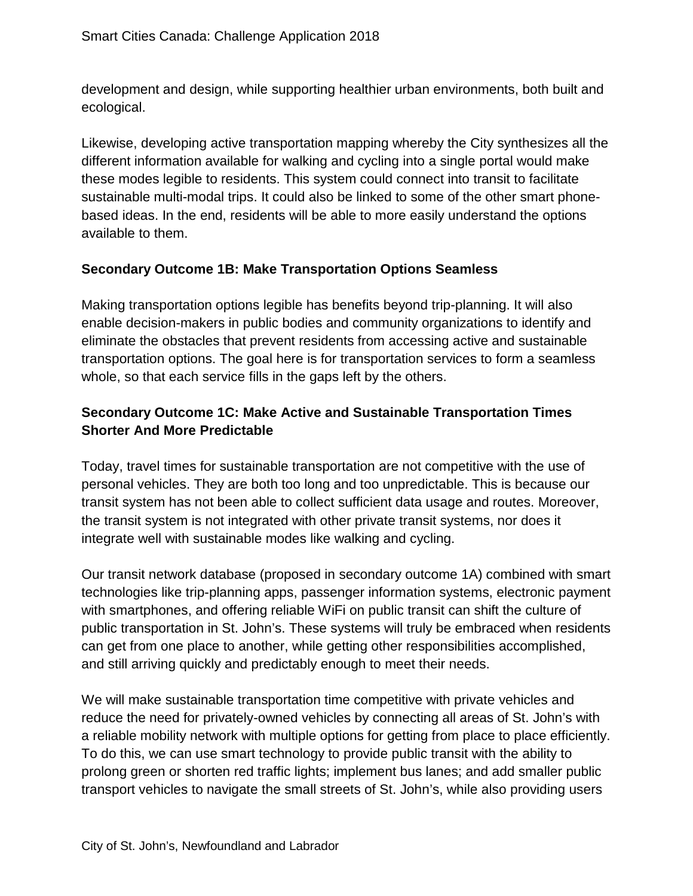development and design, while supporting healthier urban environments, both built and ecological.

Likewise, developing active transportation mapping whereby the City synthesizes all the different information available for walking and cycling into a single portal would make these modes legible to residents. This system could connect into transit to facilitate sustainable multi-modal trips. It could also be linked to some of the other smart phone-based ideas. In the end, residents will be able to more easily understand the options available to them.

### Secondary Outcome 1B: Make Transportation Options Seamless

Making transportation options legible has benefits beyond trip-planning. It will also enable decision-makers in public bodies and community organizations to identify and eliminate the obstacles that prevent residents from accessing active and sustainable transportation options. The goal here is for transportation services to form a seamless whole, so that each service fills in the gaps left by the others.

### Secondary Outcome 1C: Make Active and Sustainable Transportation Times Shorter And More Predictable

Today, travel times for sustainable transportation are not competitive with the use of personal vehicles. They are both too long and too unpredictable. This is because our transit system has not been able to collect sufficient data usage and routes. Moreover, the transit system is not integrated with other private transit systems, nor does it integrate well with sustainable modes like walking and cycling.

Our transit network database (proposed in secondary outcome 1A) combined with smart technologies like trip-planning apps, passenger information systems, electronic payment with smartphones, and offering reliable WiFi on public transit can shift the culture of public transportation in St. John's. These systems will truly be embraced when residents can get from one place to another, while getting other responsibilities accomplished, and still arriving quickly and predictably enough to meet their needs.

We will make sustainable transportation time competitive with private vehicles and reduce the need for privately-owned vehicles by connecting all areas of St. John's with a reliable mobility network with multiple options for getting from place to place efficiently. To do this, we can use smart technology to provide public transit with the ability to prolong green or shorten red traffic lights; implement bus lanes; and add smaller public transport vehicles to navigate the small streets of St. John's, while also providing users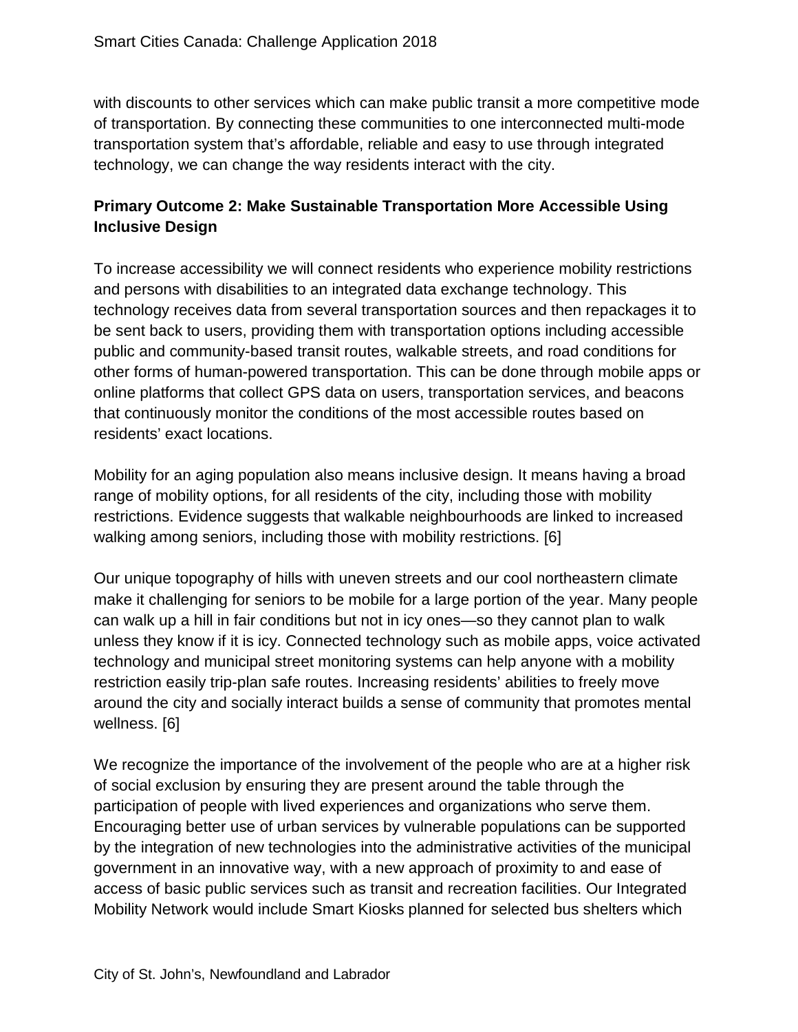with discounts to other services which can make public transit a more competitive mode of transportation. By connecting these communities to one interconnected multi-mode transportation system that's affordable, reliable and easy to use through integrated technology, we can change the way residents interact with the city.

**Primary Outcome 2: Make Sustainable Transportation More Accessible Using Inclusive Design**

To increase accessibility we will connect residents who experience mobility restrictions and persons with disabilities to an integrated data exchange technology. This technology receives data from several transportation sources and then repackages it to be sent back to users, providing them with transportation options including accessible public and community-based transit routes, walkable streets, and road conditions for other forms of human-powered transportation. This can be done through mobile apps or online platforms that collect GPS data on users, transportation services, and beacons that continuously monitor the conditions of the most accessible routes based on residents' exact locations.

Mobility for an aging population also means inclusive design. It means having a broad range of mobility options, for all residents of the city, including those with mobility restrictions. Evidence suggests that walkable neighbourhoods are linked to increased walking among seniors, including those with mobility restrictions. [6]

Our unique topography of hills with uneven streets and our cool northeastern climate make it challenging for seniors to be mobile for a large portion of the year. Many people can walk up a hill in fair conditions but not in icy ones—so they cannot plan to walk unless they know if it is icy. Connected technology such as mobile apps, voice activated technology and municipal street monitoring systems can help anyone with a mobility restriction easily trip-plan safe routes. Increasing residents' abilities to freely move around the city and socially interact builds a sense of community that promotes mental wellness. [6]

We recognize the importance of the involvement of the people who are at a higher risk of social exclusion by ensuring they are present around the table through the participation of people with lived experiences and organizations who serve them. Encouraging better use of urban services by vulnerable populations can be supported by the integration of new technologies into the administrative activities of the municipal government in an innovative way, with a new approach of proximity to and ease of access of basic public services such as transit and recreation facilities. Our Integrated Mobility Network would include Smart Kiosks planned for selected bus shelters which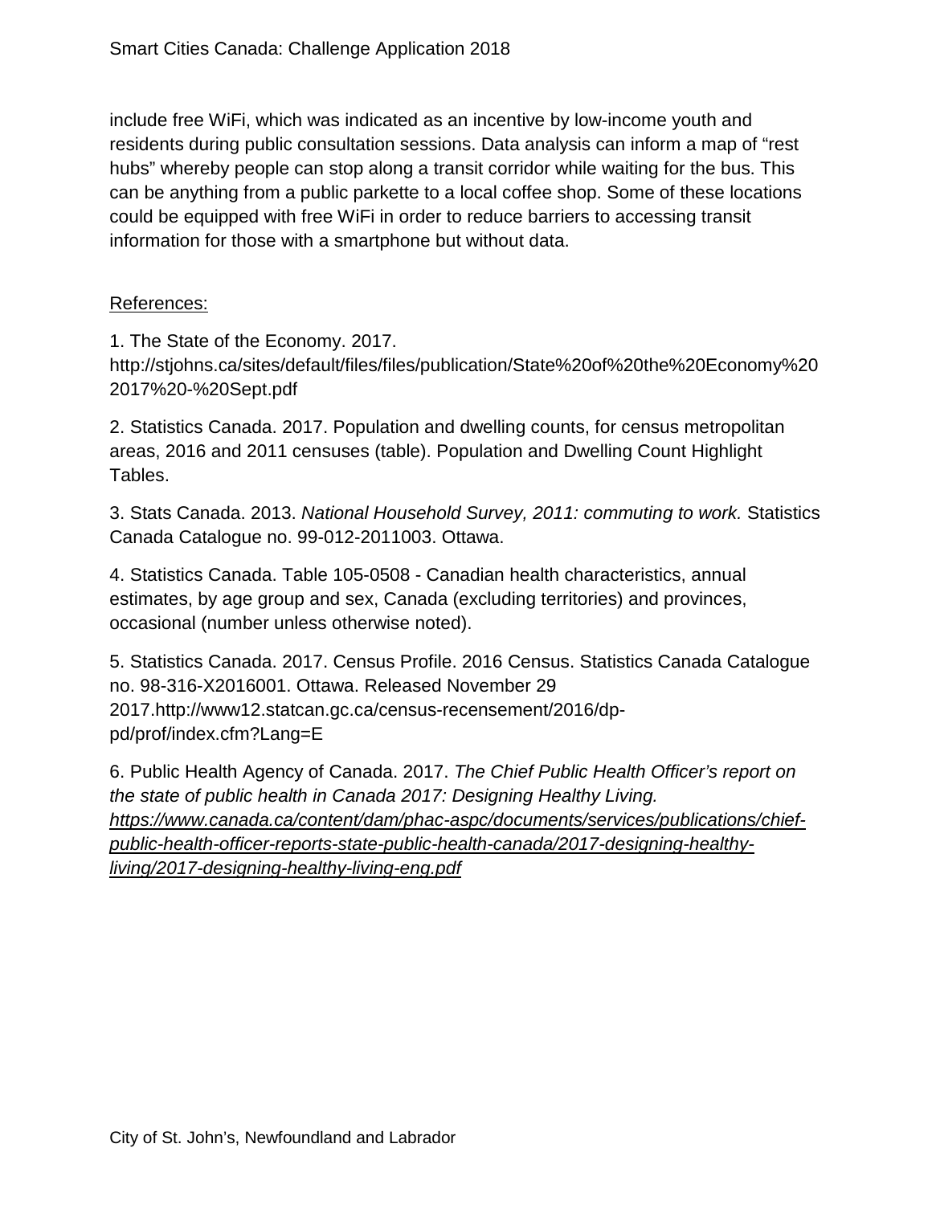include free WiFi, which was indicated as an incentive by low-income youth and residents during public consultation sessions. Data analysis can inform a map of “rest hubs” whereby people can stop along a transit corridor while waiting for the bus. This can be anything from a public parkette to a local coffee shop. Some of these locations could be equipped with free WiFi in order to reduce barriers to accessing transit information for those with a smartphone but without data.

References:

1. The State of the Economy. 2017. http://stjohns.ca/sites/default/files/files/publication/State%20of%20the%20Economy%202017%20-%20Sept.pdf

2. Statistics Canada. 2017. Population and dwelling counts, for census metropolitan areas, 2016 and 2011 censuses (table). Population and Dwelling Count Highlight Tables.

3. Stats Canada. 2013. *National Household Survey, 2011: commuting to work.* Statistics Canada Catalogue no. 99-012-2011003. Ottawa.

4. Statistics Canada. Table 105-0508 - Canadian health characteristics, annual estimates, by age group and sex, Canada (excluding territories) and provinces, occasional (number unless otherwise noted).

5. Statistics Canada. 2017. Census Profile. 2016 Census. Statistics Canada Catalogue no. 98-316-X2016001. Ottawa. Released November 29 2017.http://www12.statcan.gc.ca/census-recensement/2016/dp-pd/prof/index.cfm?Lang=E

6. Public Health Agency of Canada. 2017. *The Chief Public Health Officer’s report on the state of public health in Canada 2017: Designing Healthy Living.* *https://www.canada.ca/content/dam/phac-aspc/documents/services/publications/chief-public-health-officer-reports-state-public-health-canada/2017-designing-healthy-living/2017-designing-healthy-living-eng.pdf*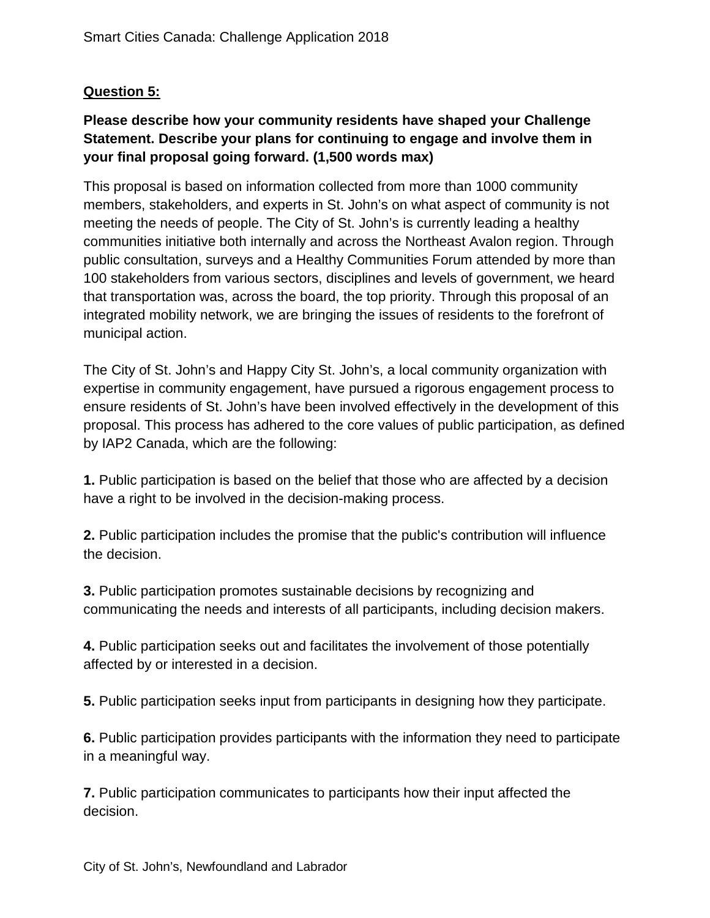**Question 5:**

**Please describe how your community residents have shaped your Challenge Statement. Describe your plans for continuing to engage and involve them in your final proposal going forward. (1,500 words max)**

This proposal is based on information collected from more than 1000 community members, stakeholders, and experts in St. John's on what aspect of community is not meeting the needs of people. The City of St. John's is currently leading a healthy communities initiative both internally and across the Northeast Avalon region. Through public consultation, surveys and a Healthy Communities Forum attended by more than 100 stakeholders from various sectors, disciplines and levels of government, we heard that transportation was, across the board, the top priority. Through this proposal of an integrated mobility network, we are bringing the issues of residents to the forefront of municipal action.

The City of St. John's and Happy City St. John's, a local community organization with expertise in community engagement, have pursued a rigorous engagement process to ensure residents of St. John's have been involved effectively in the development of this proposal. This process has adhered to the core values of public participation, as defined by IAP2 Canada, which are the following:

**1.** Public participation is based on the belief that those who are affected by a decision have a right to be involved in the decision-making process.

**2.** Public participation includes the promise that the public's contribution will influence the decision.

**3.** Public participation promotes sustainable decisions by recognizing and communicating the needs and interests of all participants, including decision makers.

**4.** Public participation seeks out and facilitates the involvement of those potentially affected by or interested in a decision.

**5.** Public participation seeks input from participants in designing how they participate.

**6.** Public participation provides participants with the information they need to participate in a meaningful way.

**7.** Public participation communicates to participants how their input affected the decision.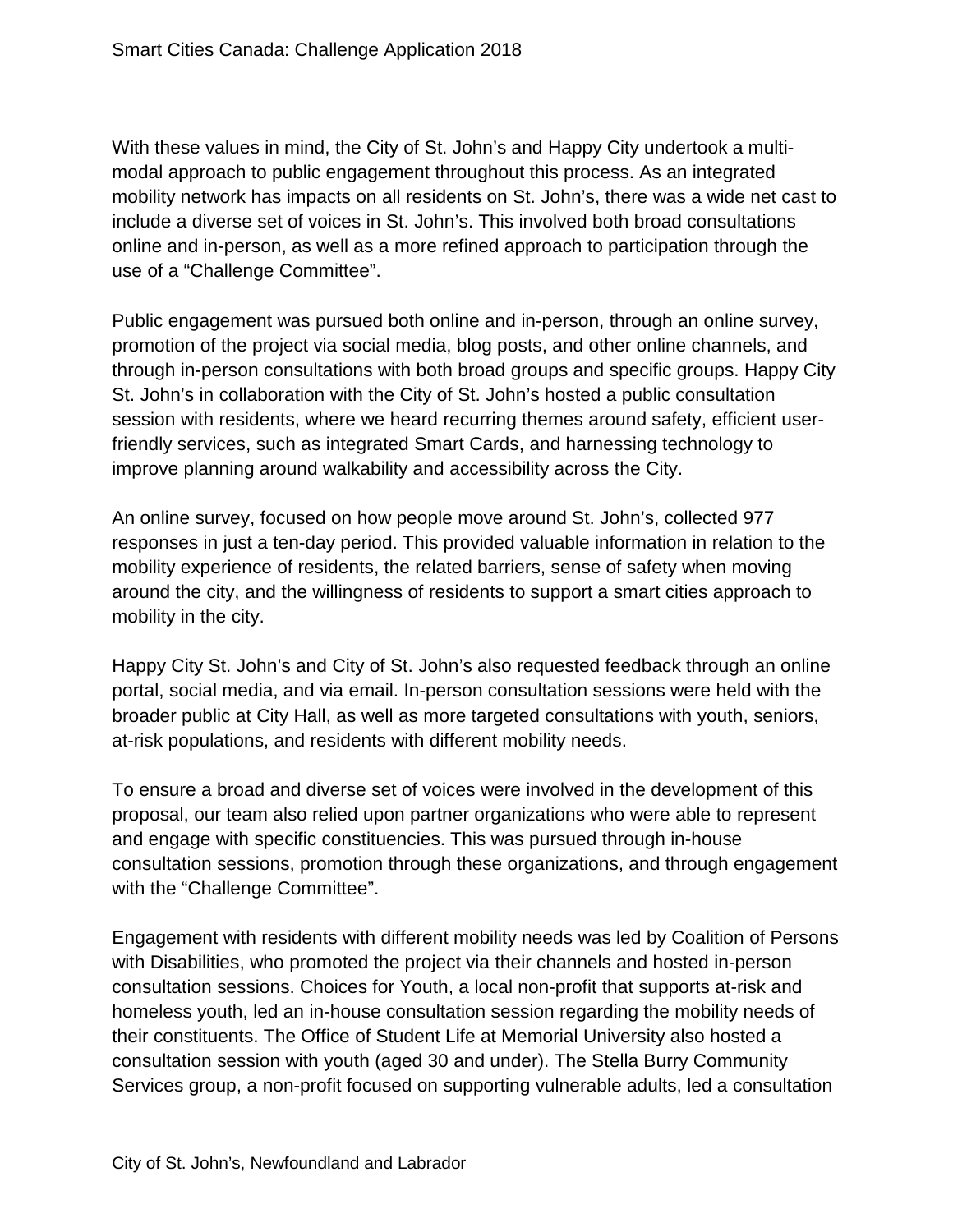With these values in mind, the City of St. John's and Happy City undertook a multi-modal approach to public engagement throughout this process. As an integrated mobility network has impacts on all residents on St. John's, there was a wide net cast to include a diverse set of voices in St. John's. This involved both broad consultations online and in-person, as well as a more refined approach to participation through the use of a "Challenge Committee".

Public engagement was pursued both online and in-person, through an online survey, promotion of the project via social media, blog posts, and other online channels, and through in-person consultations with both broad groups and specific groups. Happy City St. John's in collaboration with the City of St. John's hosted a public consultation session with residents, where we heard recurring themes around safety, efficient user-friendly services, such as integrated Smart Cards, and harnessing technology to improve planning around walkability and accessibility across the City.

An online survey, focused on how people move around St. John's, collected 977 responses in just a ten-day period. This provided valuable information in relation to the mobility experience of residents, the related barriers, sense of safety when moving around the city, and the willingness of residents to support a smart cities approach to mobility in the city.

Happy City St. John's and City of St. John's also requested feedback through an online portal, social media, and via email. In-person consultation sessions were held with the broader public at City Hall, as well as more targeted consultations with youth, seniors, at-risk populations, and residents with different mobility needs.

To ensure a broad and diverse set of voices were involved in the development of this proposal, our team also relied upon partner organizations who were able to represent and engage with specific constituencies. This was pursued through in-house consultation sessions, promotion through these organizations, and through engagement with the "Challenge Committee".

Engagement with residents with different mobility needs was led by Coalition of Persons with Disabilities, who promoted the project via their channels and hosted in-person consultation sessions. Choices for Youth, a local non-profit that supports at-risk and homeless youth, led an in-house consultation session regarding the mobility needs of their constituents. The Office of Student Life at Memorial University also hosted a consultation session with youth (aged 30 and under). The Stella Burry Community Services group, a non-profit focused on supporting vulnerable adults, led a consultation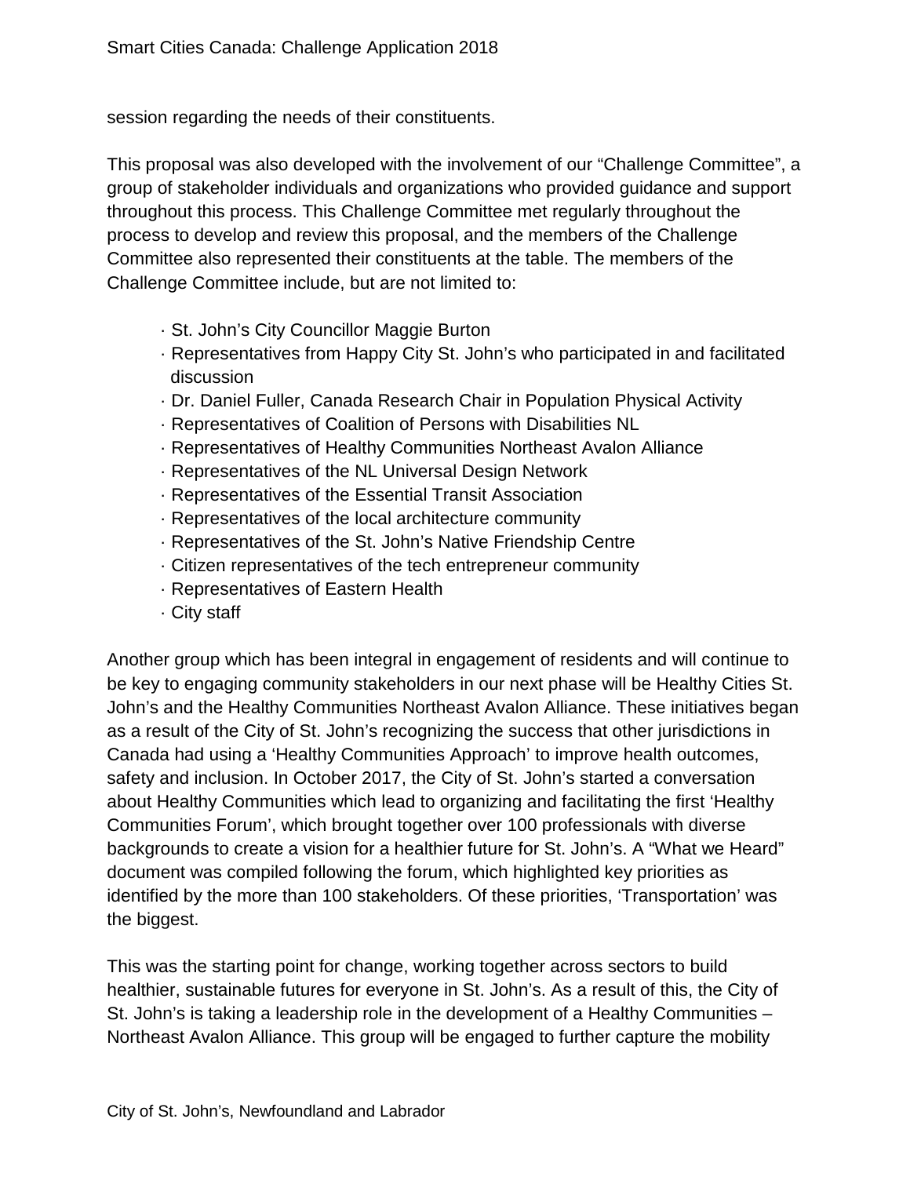session regarding the needs of their constituents.

This proposal was also developed with the involvement of our “Challenge Committee”, a group of stakeholder individuals and organizations who provided guidance and support throughout this process. This Challenge Committee met regularly throughout the process to develop and review this proposal, and the members of the Challenge Committee also represented their constituents at the table. The members of the Challenge Committee include, but are not limited to:

- St. John’s City Councillor Maggie Burton
- Representatives from Happy City St. John’s who participated in and facilitated discussion
- Dr. Daniel Fuller, Canada Research Chair in Population Physical Activity
- Representatives of Coalition of Persons with Disabilities NL
- Representatives of Healthy Communities Northeast Avalon Alliance
- Representatives of the NL Universal Design Network
- Representatives of the Essential Transit Association
- Representatives of the local architecture community
- Representatives of the St. John’s Native Friendship Centre
- Citizen representatives of the tech entrepreneur community
- Representatives of Eastern Health
- City staff

Another group which has been integral in engagement of residents and will continue to be key to engaging community stakeholders in our next phase will be Healthy Cities St. John’s and the Healthy Communities Northeast Avalon Alliance. These initiatives began as a result of the City of St. John’s recognizing the success that other jurisdictions in Canada had using a ‘Healthy Communities Approach’ to improve health outcomes, safety and inclusion. In October 2017, the City of St. John’s started a conversation about Healthy Communities which lead to organizing and facilitating the first ‘Healthy Communities Forum’, which brought together over 100 professionals with diverse backgrounds to create a vision for a healthier future for St. John’s. A “What we Heard” document was compiled following the forum, which highlighted key priorities as identified by the more than 100 stakeholders. Of these priorities, ‘Transportation’ was the biggest.

This was the starting point for change, working together across sectors to build healthier, sustainable futures for everyone in St. John’s. As a result of this, the City of St. John’s is taking a leadership role in the development of a Healthy Communities – Northeast Avalon Alliance. This group will be engaged to further capture the mobility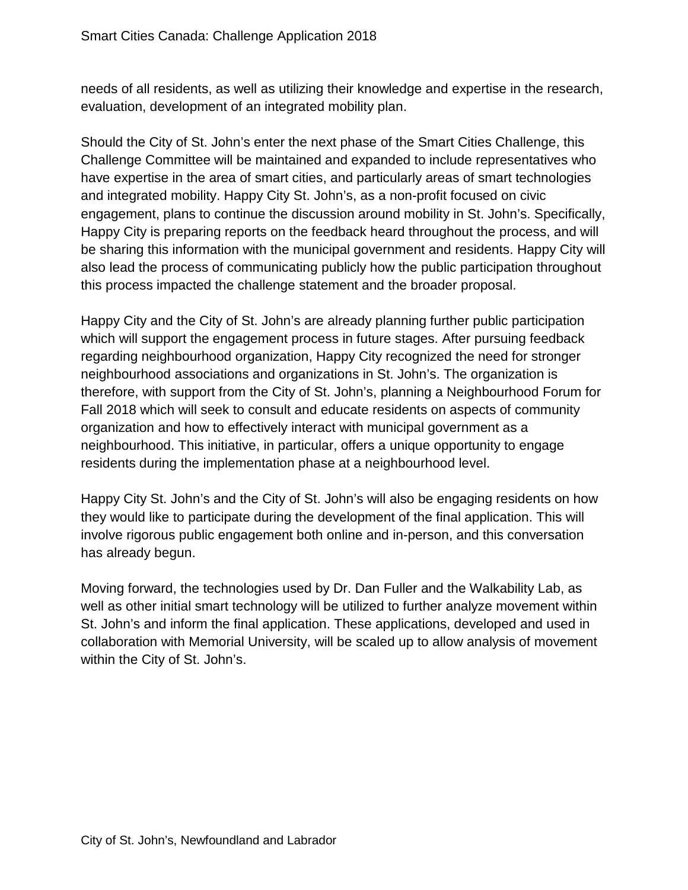needs of all residents, as well as utilizing their knowledge and expertise in the research, evaluation, development of an integrated mobility plan.

Should the City of St. John's enter the next phase of the Smart Cities Challenge, this Challenge Committee will be maintained and expanded to include representatives who have expertise in the area of smart cities, and particularly areas of smart technologies and integrated mobility. Happy City St. John's, as a non-profit focused on civic engagement, plans to continue the discussion around mobility in St. John's. Specifically, Happy City is preparing reports on the feedback heard throughout the process, and will be sharing this information with the municipal government and residents. Happy City will also lead the process of communicating publicly how the public participation throughout this process impacted the challenge statement and the broader proposal.

Happy City and the City of St. John's are already planning further public participation which will support the engagement process in future stages. After pursuing feedback regarding neighbourhood organization, Happy City recognized the need for stronger neighbourhood associations and organizations in St. John's. The organization is therefore, with support from the City of St. John's, planning a Neighbourhood Forum for Fall 2018 which will seek to consult and educate residents on aspects of community organization and how to effectively interact with municipal government as a neighbourhood. This initiative, in particular, offers a unique opportunity to engage residents during the implementation phase at a neighbourhood level.

Happy City St. John's and the City of St. John's will also be engaging residents on how they would like to participate during the development of the final application. This will involve rigorous public engagement both online and in-person, and this conversation has already begun.

Moving forward, the technologies used by Dr. Dan Fuller and the Walkability Lab, as well as other initial smart technology will be utilized to further analyze movement within St. John's and inform the final application. These applications, developed and used in collaboration with Memorial University, will be scaled up to allow analysis of movement within the City of St. John's.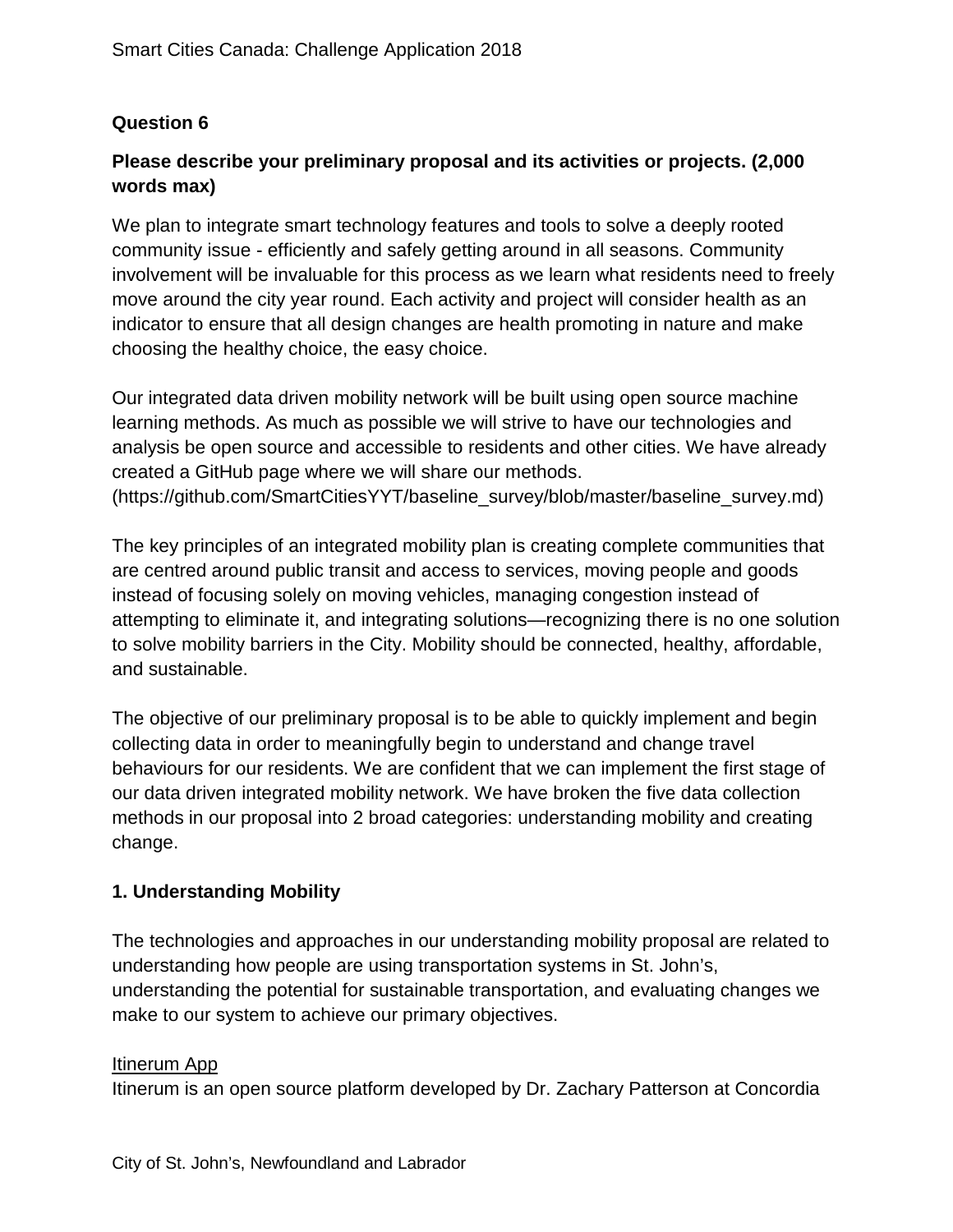## Question 6

### Please describe your preliminary proposal and its activities or projects. (2,000 words max)

We plan to integrate smart technology features and tools to solve a deeply rooted community issue - efficiently and safely getting around in all seasons. Community involvement will be invaluable for this process as we learn what residents need to freely move around the city year round. Each activity and project will consider health as an indicator to ensure that all design changes are health promoting in nature and make choosing the healthy choice, the easy choice.

Our integrated data driven mobility network will be built using open source machine learning methods. As much as possible we will strive to have our technologies and analysis be open source and accessible to residents and other cities. We have already created a GitHub page where we will share our methods. (https://github.com/SmartCitiesYYT/baseline_survey/blob/master/baseline_survey.md)

The key principles of an integrated mobility plan is creating complete communities that are centred around public transit and access to services, moving people and goods instead of focusing solely on moving vehicles, managing congestion instead of attempting to eliminate it, and integrating solutions—recognizing there is no one solution to solve mobility barriers in the City. Mobility should be connected, healthy, affordable, and sustainable.

The objective of our preliminary proposal is to be able to quickly implement and begin collecting data in order to meaningfully begin to understand and change travel behaviours for our residents. We are confident that we can implement the first stage of our data driven integrated mobility network. We have broken the five data collection methods in our proposal into 2 broad categories: understanding mobility and creating change.

### 1. Understanding Mobility

The technologies and approaches in our understanding mobility proposal are related to understanding how people are using transportation systems in St. John's, understanding the potential for sustainable transportation, and evaluating changes we make to our system to achieve our primary objectives.

Itinerum App
Itinerum is an open source platform developed by Dr. Zachary Patterson at Concordia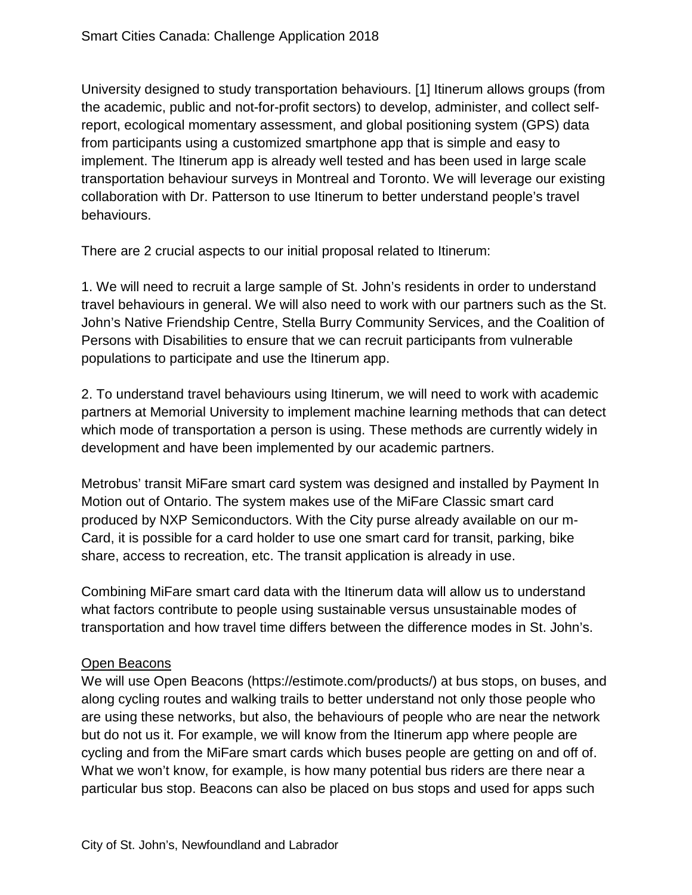University designed to study transportation behaviours. [1] Itinerum allows groups (from the academic, public and not-for-profit sectors) to develop, administer, and collect self-report, ecological momentary assessment, and global positioning system (GPS) data from participants using a customized smartphone app that is simple and easy to implement. The Itinerum app is already well tested and has been used in large scale transportation behaviour surveys in Montreal and Toronto. We will leverage our existing collaboration with Dr. Patterson to use Itinerum to better understand people's travel behaviours.

There are 2 crucial aspects to our initial proposal related to Itinerum:

1. We will need to recruit a large sample of St. John's residents in order to understand travel behaviours in general. We will also need to work with our partners such as the St. John's Native Friendship Centre, Stella Burry Community Services, and the Coalition of Persons with Disabilities to ensure that we can recruit participants from vulnerable populations to participate and use the Itinerum app.

2. To understand travel behaviours using Itinerum, we will need to work with academic partners at Memorial University to implement machine learning methods that can detect which mode of transportation a person is using. These methods are currently widely in development and have been implemented by our academic partners.

Metrobus' transit MiFare smart card system was designed and installed by Payment In Motion out of Ontario. The system makes use of the MiFare Classic smart card produced by NXP Semiconductors. With the City purse already available on our m-Card, it is possible for a card holder to use one smart card for transit, parking, bike share, access to recreation, etc. The transit application is already in use.

Combining MiFare smart card data with the Itinerum data will allow us to understand what factors contribute to people using sustainable versus unsustainable modes of transportation and how travel time differs between the difference modes in St. John's.

<u>Open Beacons</u>

We will use Open Beacons (https://estimote.com/products/) at bus stops, on buses, and along cycling routes and walking trails to better understand not only those people who are using these networks, but also, the behaviours of people who are near the network but do not us it. For example, we will know from the Itinerum app where people are cycling and from the MiFare smart cards which buses people are getting on and off of. What we won't know, for example, is how many potential bus riders are there near a particular bus stop. Beacons can also be placed on bus stops and used for apps such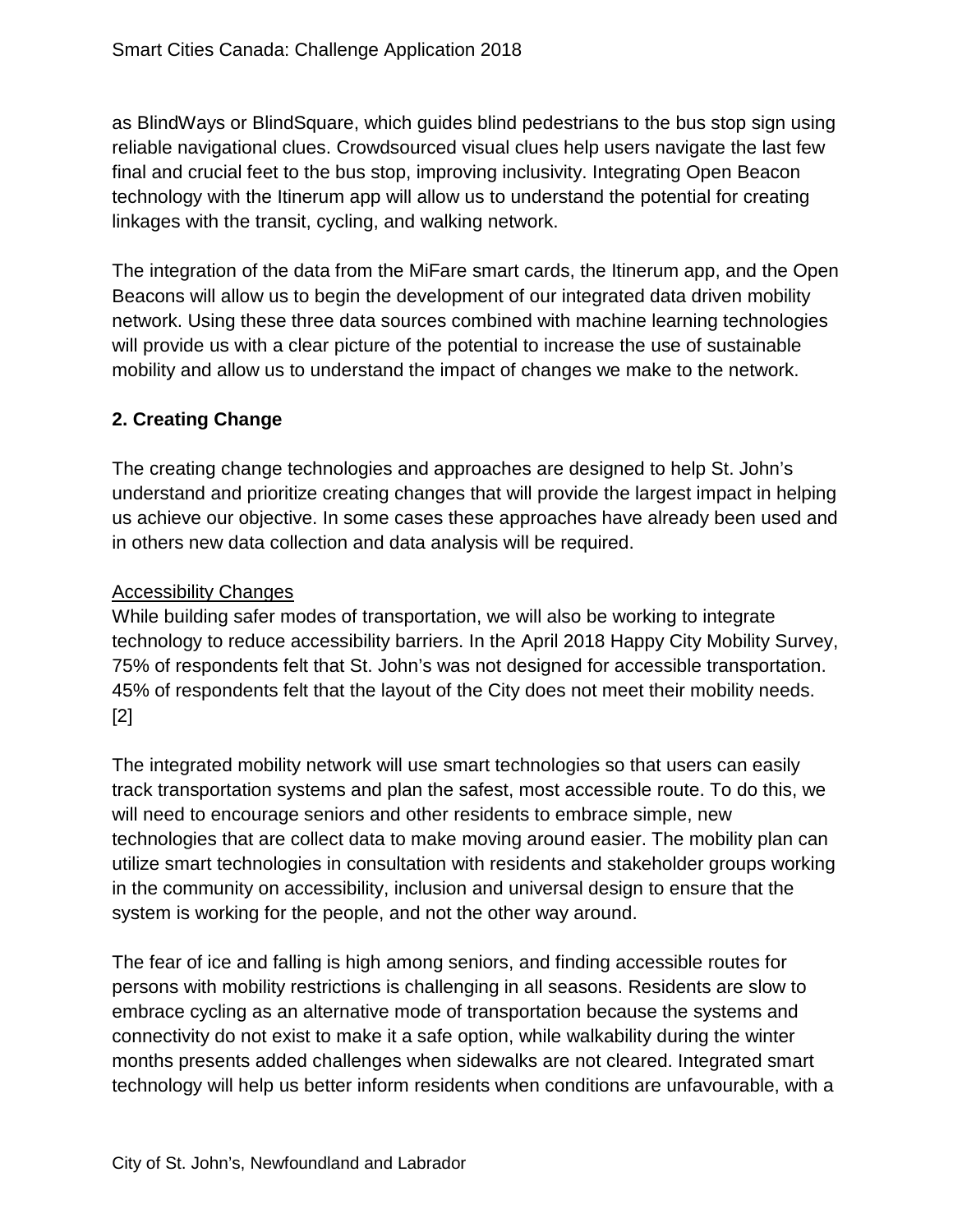as BlindWays or BlindSquare, which guides blind pedestrians to the bus stop sign using reliable navigational clues. Crowdsourced visual clues help users navigate the last few final and crucial feet to the bus stop, improving inclusivity. Integrating Open Beacon technology with the Itinerum app will allow us to understand the potential for creating linkages with the transit, cycling, and walking network.

The integration of the data from the MiFare smart cards, the Itinerum app, and the Open Beacons will allow us to begin the development of our integrated data driven mobility network. Using these three data sources combined with machine learning technologies will provide us with a clear picture of the potential to increase the use of sustainable mobility and allow us to understand the impact of changes we make to the network.

**2. Creating Change**

The creating change technologies and approaches are designed to help St. John's understand and prioritize creating changes that will provide the largest impact in helping us achieve our objective. In some cases these approaches have already been used and in others new data collection and data analysis will be required.

<u>Accessibility Changes</u>

While building safer modes of transportation, we will also be working to integrate technology to reduce accessibility barriers. In the April 2018 Happy City Mobility Survey, 75% of respondents felt that St. John's was not designed for accessible transportation. 45% of respondents felt that the layout of the City does not meet their mobility needs. [2]

The integrated mobility network will use smart technologies so that users can easily track transportation systems and plan the safest, most accessible route. To do this, we will need to encourage seniors and other residents to embrace simple, new technologies that are collect data to make moving around easier. The mobility plan can utilize smart technologies in consultation with residents and stakeholder groups working in the community on accessibility, inclusion and universal design to ensure that the system is working for the people, and not the other way around.

The fear of ice and falling is high among seniors, and finding accessible routes for persons with mobility restrictions is challenging in all seasons. Residents are slow to embrace cycling as an alternative mode of transportation because the systems and connectivity do not exist to make it a safe option, while walkability during the winter months presents added challenges when sidewalks are not cleared. Integrated smart technology will help us better inform residents when conditions are unfavourable, with a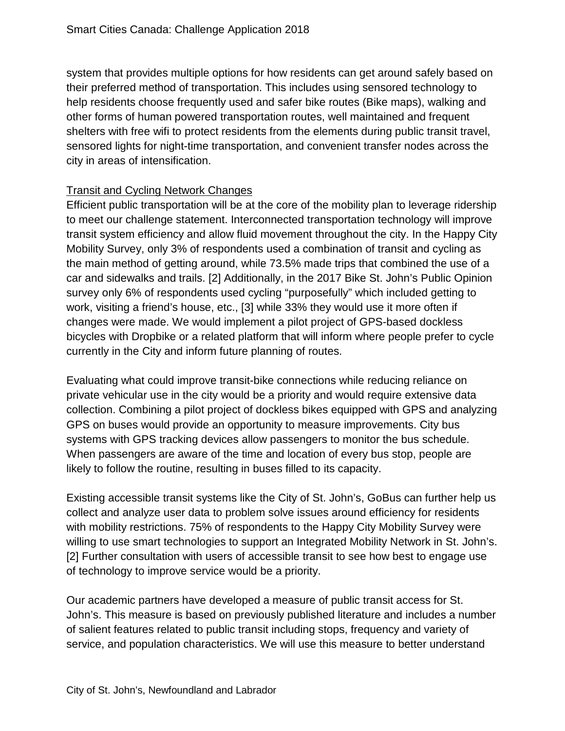system that provides multiple options for how residents can get around safely based on their preferred method of transportation. This includes using sensored technology to help residents choose frequently used and safer bike routes (Bike maps), walking and other forms of human powered transportation routes, well maintained and frequent shelters with free wifi to protect residents from the elements during public transit travel, sensored lights for night-time transportation, and convenient transfer nodes across the city in areas of intensification.

<u>Transit and Cycling Network Changes</u>

Efficient public transportation will be at the core of the mobility plan to leverage ridership to meet our challenge statement. Interconnected transportation technology will improve transit system efficiency and allow fluid movement throughout the city. In the Happy City Mobility Survey, only 3% of respondents used a combination of transit and cycling as the main method of getting around, while 73.5% made trips that combined the use of a car and sidewalks and trails. [2] Additionally, in the 2017 Bike St. John's Public Opinion survey only 6% of respondents used cycling "purposefully" which included getting to work, visiting a friend's house, etc., [3] while 33% they would use it more often if changes were made. We would implement a pilot project of GPS-based dockless bicycles with Dropbike or a related platform that will inform where people prefer to cycle currently in the City and inform future planning of routes.

Evaluating what could improve transit-bike connections while reducing reliance on private vehicular use in the city would be a priority and would require extensive data collection. Combining a pilot project of dockless bikes equipped with GPS and analyzing GPS on buses would provide an opportunity to measure improvements. City bus systems with GPS tracking devices allow passengers to monitor the bus schedule. When passengers are aware of the time and location of every bus stop, people are likely to follow the routine, resulting in buses filled to its capacity.

Existing accessible transit systems like the City of St. John's, GoBus can further help us collect and analyze user data to problem solve issues around efficiency for residents with mobility restrictions. 75% of respondents to the Happy City Mobility Survey were willing to use smart technologies to support an Integrated Mobility Network in St. John's. [2] Further consultation with users of accessible transit to see how best to engage use of technology to improve service would be a priority.

Our academic partners have developed a measure of public transit access for St. John's. This measure is based on previously published literature and includes a number of salient features related to public transit including stops, frequency and variety of service, and population characteristics. We will use this measure to better understand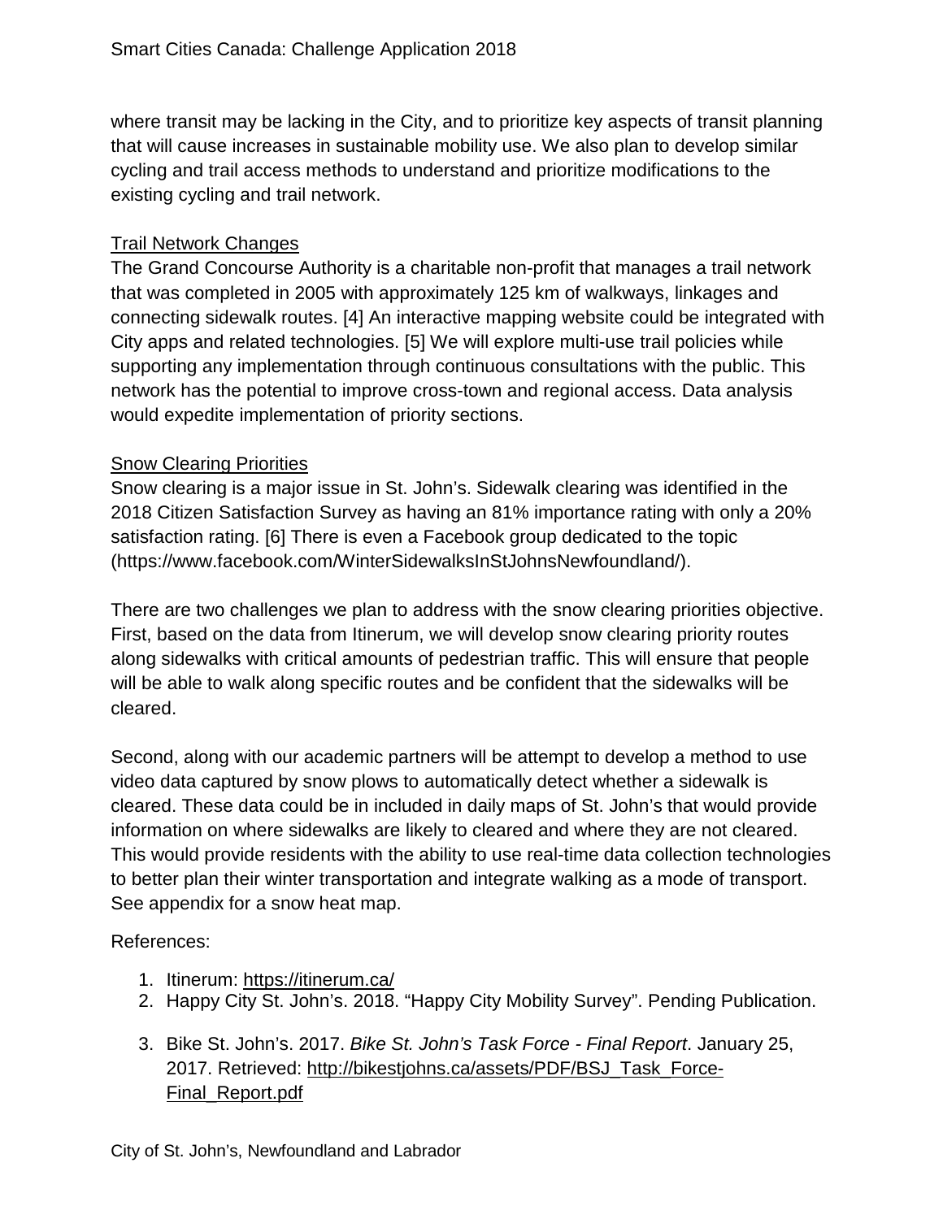where transit may be lacking in the City, and to prioritize key aspects of transit planning that will cause increases in sustainable mobility use. We also plan to develop similar cycling and trail access methods to understand and prioritize modifications to the existing cycling and trail network.

<u>Trail Network Changes</u>

The Grand Concourse Authority is a charitable non-profit that manages a trail network that was completed in 2005 with approximately 125 km of walkways, linkages and connecting sidewalk routes. [4] An interactive mapping website could be integrated with City apps and related technologies. [5] We will explore multi-use trail policies while supporting any implementation through continuous consultations with the public. This network has the potential to improve cross-town and regional access. Data analysis would expedite implementation of priority sections.

<u>Snow Clearing Priorities</u>

Snow clearing is a major issue in St. John's. Sidewalk clearing was identified in the 2018 Citizen Satisfaction Survey as having an 81% importance rating with only a 20% satisfaction rating. [6] There is even a Facebook group dedicated to the topic (https://www.facebook.com/WinterSidewalksInStJohnsNewfoundland/).

There are two challenges we plan to address with the snow clearing priorities objective. First, based on the data from Itinerum, we will develop snow clearing priority routes along sidewalks with critical amounts of pedestrian traffic. This will ensure that people will be able to walk along specific routes and be confident that the sidewalks will be cleared.

Second, along with our academic partners will be attempt to develop a method to use video data captured by snow plows to automatically detect whether a sidewalk is cleared. These data could be in included in daily maps of St. John's that would provide information on where sidewalks are likely to cleared and where they are not cleared. This would provide residents with the ability to use real-time data collection technologies to better plan their winter transportation and integrate walking as a mode of transport. See appendix for a snow heat map.

References:

1. Itinerum: https://itinerum.ca/
2. Happy City St. John's. 2018. "Happy City Mobility Survey". Pending Publication.
3. Bike St. John's. 2017. *Bike St. John's Task Force - Final Report*. January 25, 2017. Retrieved: http://bikestjohns.ca/assets/PDF/BSJ_Task_Force-Final_Report.pdf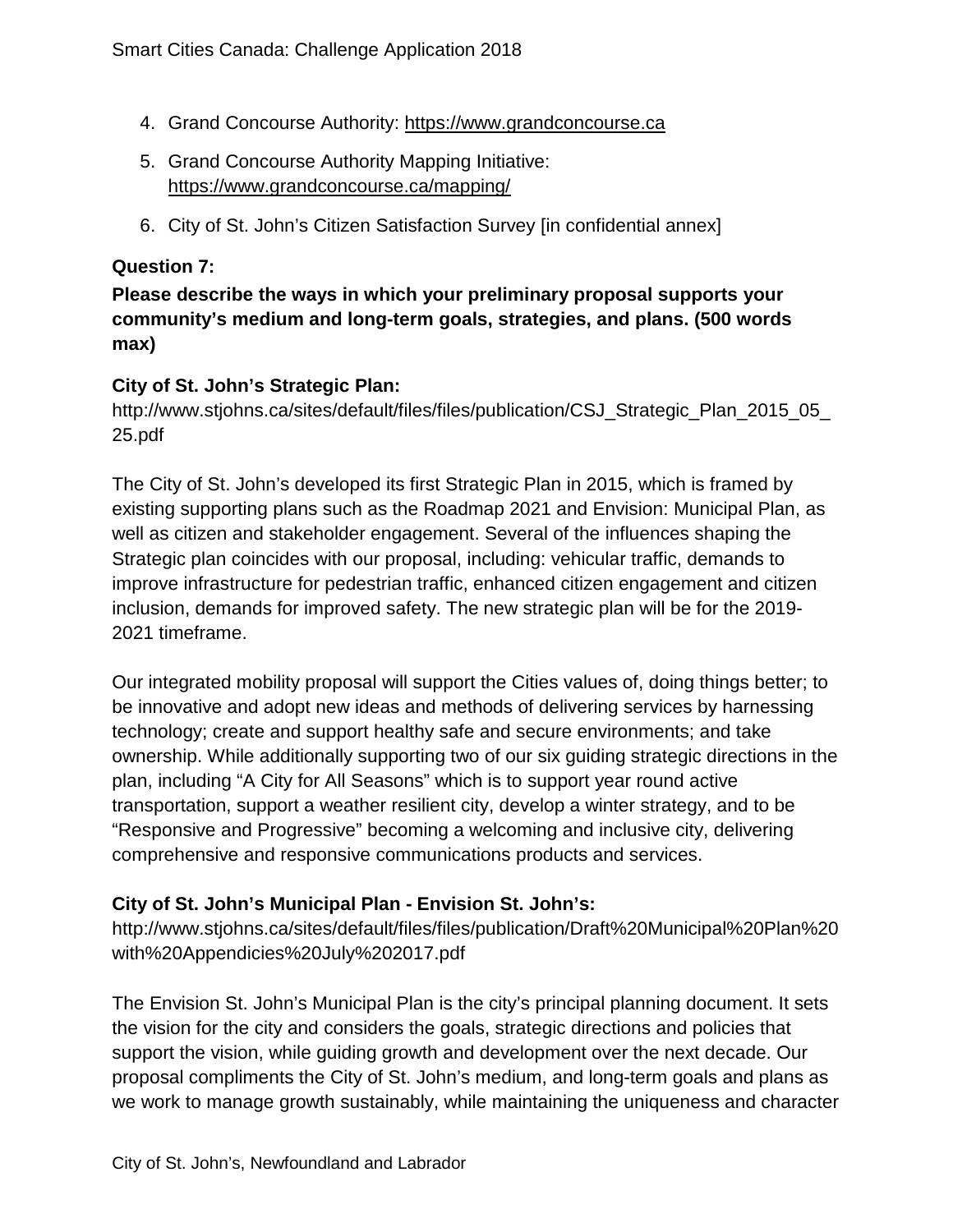4. Grand Concourse Authority: https://www.grandconcourse.ca
5. Grand Concourse Authority Mapping Initiative: https://www.grandconcourse.ca/mapping/
6. City of St. John's Citizen Satisfaction Survey [in confidential annex]

**Question 7:**

**Please describe the ways in which your preliminary proposal supports your community's medium and long-term goals, strategies, and plans. (500 words max)**

**City of St. John's Strategic Plan:**
http://www.stjohns.ca/sites/default/files/files/publication/CSJ_Strategic_Plan_2015_05_25.pdf

The City of St. John's developed its first Strategic Plan in 2015, which is framed by existing supporting plans such as the Roadmap 2021 and Envision: Municipal Plan, as well as citizen and stakeholder engagement. Several of the influences shaping the Strategic plan coincides with our proposal, including: vehicular traffic, demands to improve infrastructure for pedestrian traffic, enhanced citizen engagement and citizen inclusion, demands for improved safety. The new strategic plan will be for the 2019-2021 timeframe.

Our integrated mobility proposal will support the Cities values of, doing things better; to be innovative and adopt new ideas and methods of delivering services by harnessing technology; create and support healthy safe and secure environments; and take ownership. While additionally supporting two of our six guiding strategic directions in the plan, including "A City for All Seasons" which is to support year round active transportation, support a weather resilient city, develop a winter strategy, and to be "Responsive and Progressive" becoming a welcoming and inclusive city, delivering comprehensive and responsive communications products and services.

**City of St. John's Municipal Plan - Envision St. John's:**
http://www.stjohns.ca/sites/default/files/files/publication/Draft%20Municipal%20Plan%20with%20Appendicies%20July%202017.pdf

The Envision St. John's Municipal Plan is the city's principal planning document. It sets the vision for the city and considers the goals, strategic directions and policies that support the vision, while guiding growth and development over the next decade. Our proposal compliments the City of St. John's medium, and long-term goals and plans as we work to manage growth sustainably, while maintaining the uniqueness and character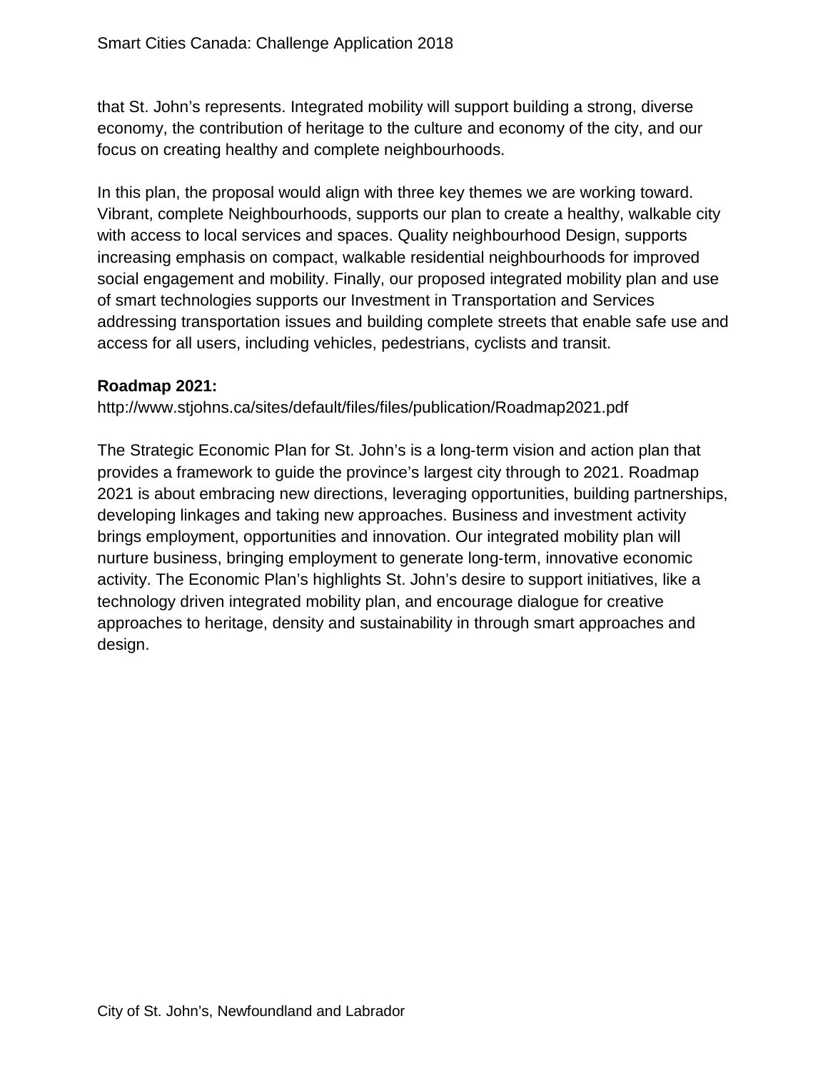that St. John’s represents. Integrated mobility will support building a strong, diverse economy, the contribution of heritage to the culture and economy of the city, and our focus on creating healthy and complete neighbourhoods.

In this plan, the proposal would align with three key themes we are working toward. Vibrant, complete Neighbourhoods, supports our plan to create a healthy, walkable city with access to local services and spaces. Quality neighbourhood Design, supports increasing emphasis on compact, walkable residential neighbourhoods for improved social engagement and mobility. Finally, our proposed integrated mobility plan and use of smart technologies supports our Investment in Transportation and Services addressing transportation issues and building complete streets that enable safe use and access for all users, including vehicles, pedestrians, cyclists and transit.

**Roadmap 2021:**
http://www.stjohns.ca/sites/default/files/files/publication/Roadmap2021.pdf

The Strategic Economic Plan for St. John’s is a long-term vision and action plan that provides a framework to guide the province’s largest city through to 2021. Roadmap 2021 is about embracing new directions, leveraging opportunities, building partnerships, developing linkages and taking new approaches. Business and investment activity brings employment, opportunities and innovation. Our integrated mobility plan will nurture business, bringing employment to generate long-term, innovative economic activity. The Economic Plan’s highlights St. John’s desire to support initiatives, like a technology driven integrated mobility plan, and encourage dialogue for creative approaches to heritage, density and sustainability in through smart approaches and design.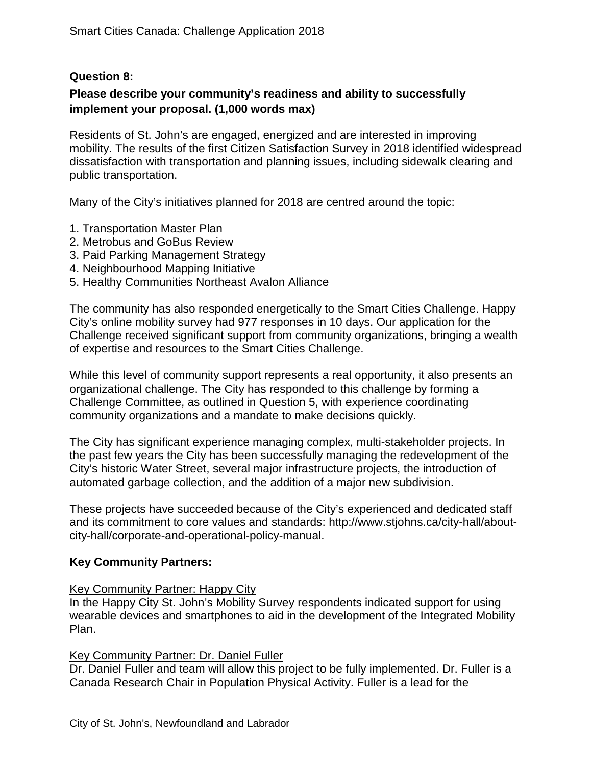**Question 8:**

**Please describe your community's readiness and ability to successfully implement your proposal. (1,000 words max)**

Residents of St. John's are engaged, energized and are interested in improving mobility. The results of the first Citizen Satisfaction Survey in 2018 identified widespread dissatisfaction with transportation and planning issues, including sidewalk clearing and public transportation.

Many of the City's initiatives planned for 2018 are centred around the topic:

1. Transportation Master Plan
2. Metrobus and GoBus Review
3. Paid Parking Management Strategy
4. Neighbourhood Mapping Initiative
5. Healthy Communities Northeast Avalon Alliance

The community has also responded energetically to the Smart Cities Challenge. Happy City's online mobility survey had 977 responses in 10 days. Our application for the Challenge received significant support from community organizations, bringing a wealth of expertise and resources to the Smart Cities Challenge.

While this level of community support represents a real opportunity, it also presents an organizational challenge. The City has responded to this challenge by forming a Challenge Committee, as outlined in Question 5, with experience coordinating community organizations and a mandate to make decisions quickly.

The City has significant experience managing complex, multi-stakeholder projects. In the past few years the City has been successfully managing the redevelopment of the City's historic Water Street, several major infrastructure projects, the introduction of automated garbage collection, and the addition of a major new subdivision.

These projects have succeeded because of the City's experienced and dedicated staff and its commitment to core values and standards: http://www.stjohns.ca/city-hall/about-city-hall/corporate-and-operational-policy-manual.

**Key Community Partners:**

Key Community Partner: Happy City
In the Happy City St. John's Mobility Survey respondents indicated support for using wearable devices and smartphones to aid in the development of the Integrated Mobility Plan.

Key Community Partner: Dr. Daniel Fuller
Dr. Daniel Fuller and team will allow this project to be fully implemented. Dr. Fuller is a Canada Research Chair in Population Physical Activity. Fuller is a lead for the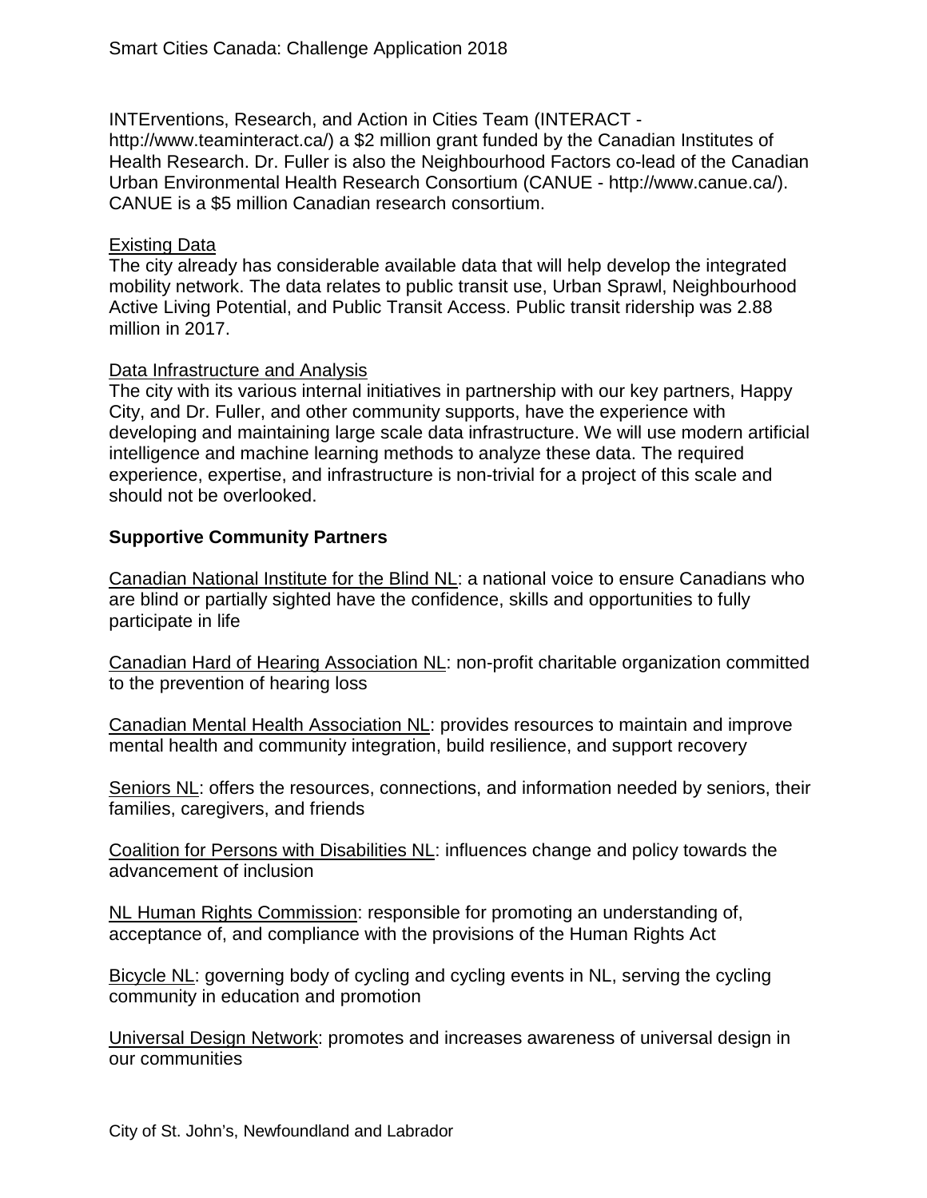INTErventions, Research, and Action in Cities Team (INTERACT - http://www.teaminteract.ca/) a $2 million grant funded by the Canadian Institutes of Health Research. Dr. Fuller is also the Neighbourhood Factors co-lead of the Canadian Urban Environmental Health Research Consortium (CANUE - http://www.canue.ca/). CANUE is a $5 million Canadian research consortium.

Existing Data

The city already has considerable available data that will help develop the integrated mobility network. The data relates to public transit use, Urban Sprawl, Neighbourhood Active Living Potential, and Public Transit Access. Public transit ridership was 2.88 million in 2017.

Data Infrastructure and Analysis

The city with its various internal initiatives in partnership with our key partners, Happy City, and Dr. Fuller, and other community supports, have the experience with developing and maintaining large scale data infrastructure. We will use modern artificial intelligence and machine learning methods to analyze these data. The required experience, expertise, and infrastructure is non-trivial for a project of this scale and should not be overlooked.

**Supportive Community Partners**

Canadian National Institute for the Blind NL: a national voice to ensure Canadians who are blind or partially sighted have the confidence, skills and opportunities to fully participate in life

Canadian Hard of Hearing Association NL: non-profit charitable organization committed to the prevention of hearing loss

Canadian Mental Health Association NL: provides resources to maintain and improve mental health and community integration, build resilience, and support recovery

Seniors NL: offers the resources, connections, and information needed by seniors, their families, caregivers, and friends

Coalition for Persons with Disabilities NL: influences change and policy towards the advancement of inclusion

NL Human Rights Commission: responsible for promoting an understanding of, acceptance of, and compliance with the provisions of the Human Rights Act

Bicycle NL: governing body of cycling and cycling events in NL, serving the cycling community in education and promotion

Universal Design Network: promotes and increases awareness of universal design in our communities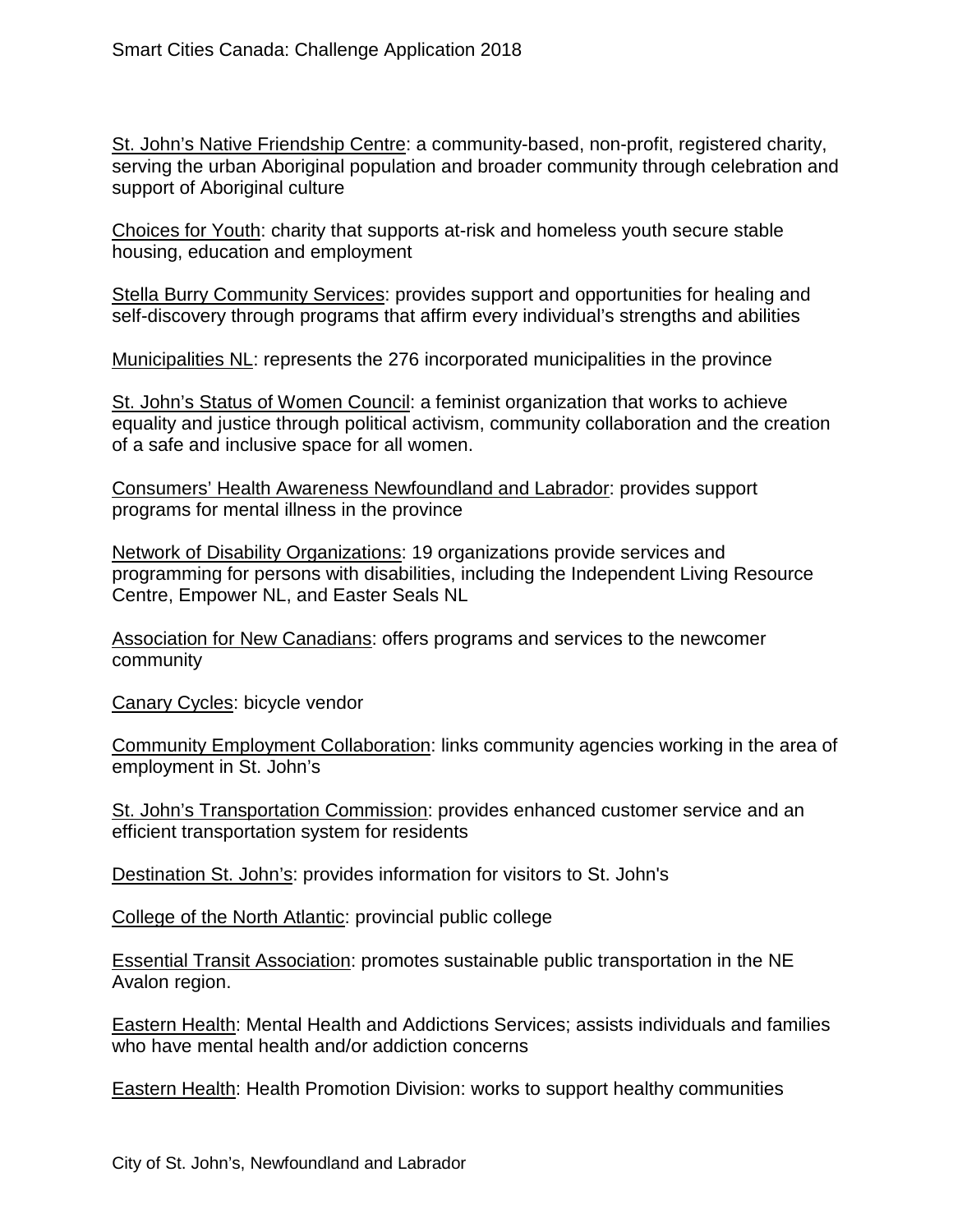<u>St. John's Native Friendship Centre</u>: a community-based, non-profit, registered charity, serving the urban Aboriginal population and broader community through celebration and support of Aboriginal culture

<u>Choices for Youth</u>: charity that supports at-risk and homeless youth secure stable housing, education and employment

<u>Stella Burry Community Services</u>: provides support and opportunities for healing and self-discovery through programs that affirm every individual's strengths and abilities

<u>Municipalities NL</u>: represents the 276 incorporated municipalities in the province

<u>St. John's Status of Women Council</u>: a feminist organization that works to achieve equality and justice through political activism, community collaboration and the creation of a safe and inclusive space for all women.

<u>Consumers' Health Awareness Newfoundland and Labrador</u>: provides support programs for mental illness in the province

<u>Network of Disability Organizations</u>: 19 organizations provide services and programming for persons with disabilities, including the Independent Living Resource Centre, Empower NL, and Easter Seals NL

<u>Association for New Canadians</u>: offers programs and services to the newcomer community

<u>Canary Cycles</u>: bicycle vendor

<u>Community Employment Collaboration</u>: links community agencies working in the area of employment in St. John's

<u>St. John's Transportation Commission</u>: provides enhanced customer service and an efficient transportation system for residents

<u>Destination St. John's</u>: provides information for visitors to St. John's

<u>College of the North Atlantic</u>: provincial public college

<u>Essential Transit Association</u>: promotes sustainable public transportation in the NE Avalon region.

<u>Eastern Health</u>: Mental Health and Addictions Services; assists individuals and families who have mental health and/or addiction concerns

<u>Eastern Health</u>: Health Promotion Division: works to support healthy communities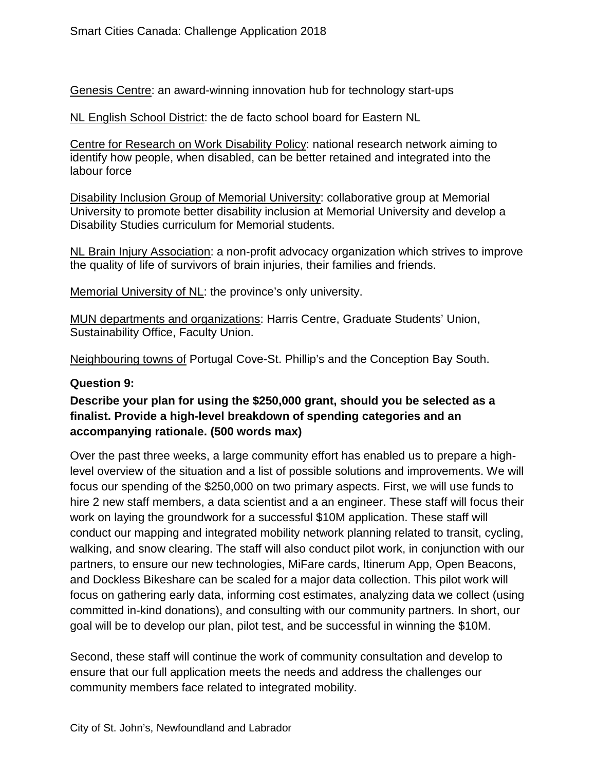Genesis Centre: an award-winning innovation hub for technology start-ups

NL English School District: the de facto school board for Eastern NL

Centre for Research on Work Disability Policy: national research network aiming to identify how people, when disabled, can be better retained and integrated into the labour force

Disability Inclusion Group of Memorial University: collaborative group at Memorial University to promote better disability inclusion at Memorial University and develop a Disability Studies curriculum for Memorial students.

NL Brain Injury Association: a non-profit advocacy organization which strives to improve the quality of life of survivors of brain injuries, their families and friends.

Memorial University of NL: the province's only university.

MUN departments and organizations: Harris Centre, Graduate Students' Union, Sustainability Office, Faculty Union.

Neighbouring towns of Portugal Cove-St. Phillip's and the Conception Bay South.

**Question 9:**

**Describe your plan for using the $250,000 grant, should you be selected as a finalist. Provide a high-level breakdown of spending categories and an accompanying rationale. (500 words max)**

Over the past three weeks, a large community effort has enabled us to prepare a high-level overview of the situation and a list of possible solutions and improvements. We will focus our spending of the $250,000 on two primary aspects. First, we will use funds to hire 2 new staff members, a data scientist and a an engineer. These staff will focus their work on laying the groundwork for a successful $10M application. These staff will conduct our mapping and integrated mobility network planning related to transit, cycling, walking, and snow clearing. The staff will also conduct pilot work, in conjunction with our partners, to ensure our new technologies, MiFare cards, Itinerum App, Open Beacons, and Dockless Bikeshare can be scaled for a major data collection. This pilot work will focus on gathering early data, informing cost estimates, analyzing data we collect (using committed in-kind donations), and consulting with our community partners. In short, our goal will be to develop our plan, pilot test, and be successful in winning the $10M.

Second, these staff will continue the work of community consultation and develop to ensure that our full application meets the needs and address the challenges our community members face related to integrated mobility.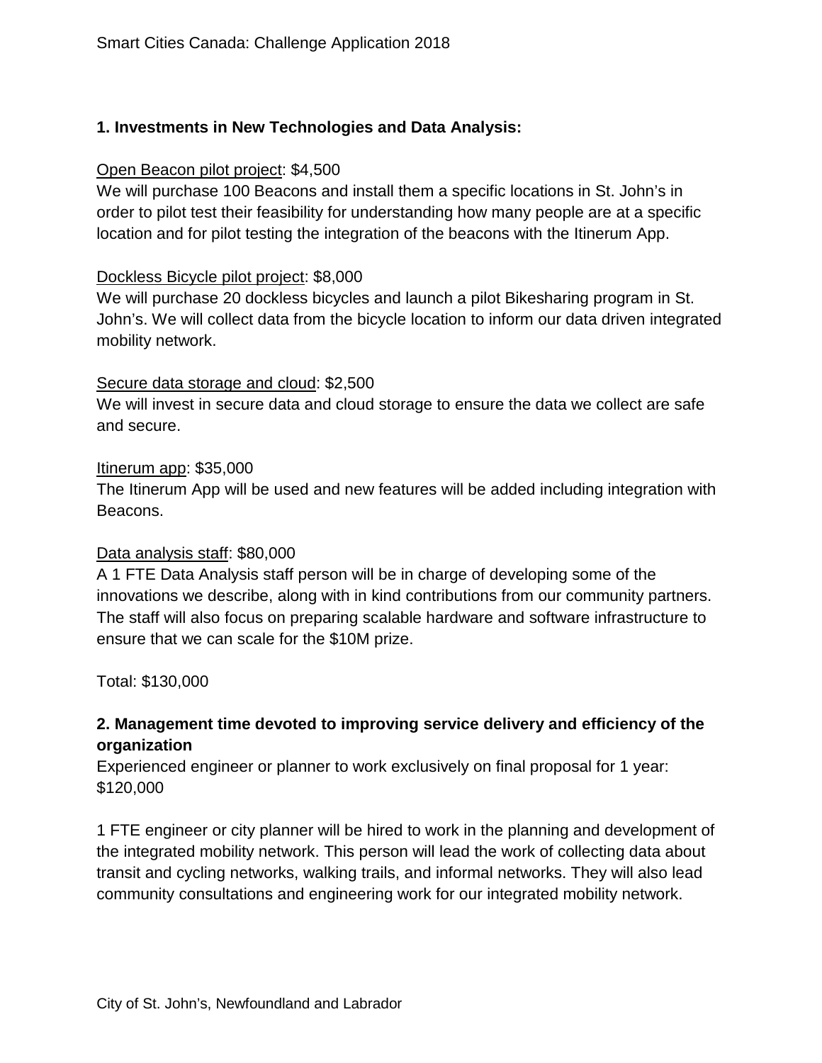### 1. Investments in New Technologies and Data Analysis:

<u>Open Beacon pilot project</u>: $4,500
We will purchase 100 Beacons and install them a specific locations in St. John's in order to pilot test their feasibility for understanding how many people are at a specific location and for pilot testing the integration of the beacons with the Itinerum App.

<u>Dockless Bicycle pilot project</u>: $8,000
We will purchase 20 dockless bicycles and launch a pilot Bikesharing program in St. John's. We will collect data from the bicycle location to inform our data driven integrated mobility network.

<u>Secure data storage and cloud</u>: $2,500
We will invest in secure data and cloud storage to ensure the data we collect are safe and secure.

<u>Itinerum app</u>: $35,000
The Itinerum App will be used and new features will be added including integration with Beacons.

<u>Data analysis staff</u>: $80,000
A 1 FTE Data Analysis staff person will be in charge of developing some of the innovations we describe, along with in kind contributions from our community partners. The staff will also focus on preparing scalable hardware and software infrastructure to ensure that we can scale for the $10M prize.

Total: $130,000

### 2. Management time devoted to improving service delivery and efficiency of the organization

Experienced engineer or planner to work exclusively on final proposal for 1 year: $120,000

1 FTE engineer or city planner will be hired to work in the planning and development of the integrated mobility network. This person will lead the work of collecting data about transit and cycling networks, walking trails, and informal networks. They will also lead community consultations and engineering work for our integrated mobility network.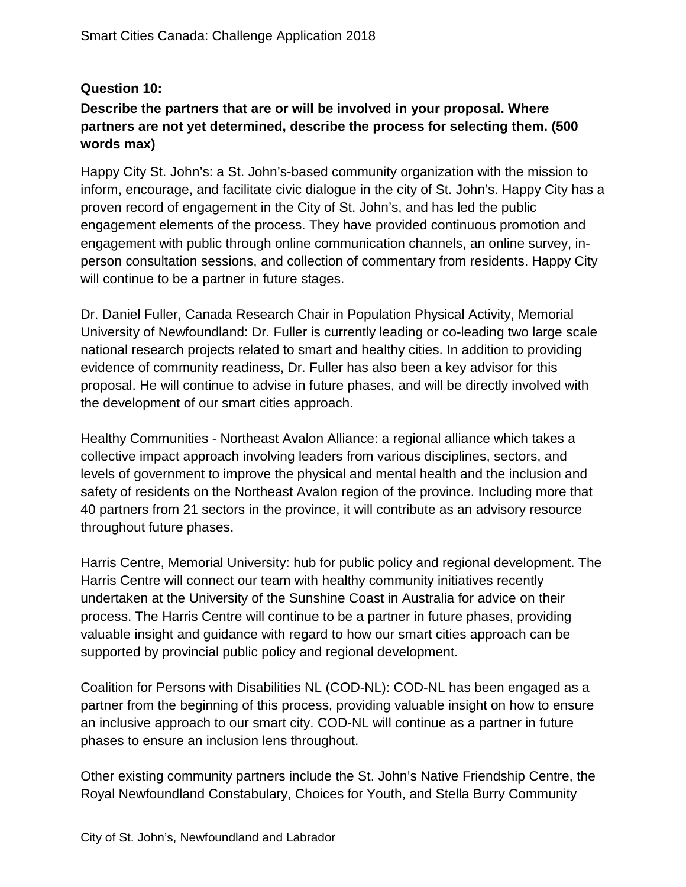**Question 10:**

**Describe the partners that are or will be involved in your proposal. Where partners are not yet determined, describe the process for selecting them. (500 words max)**

Happy City St. John's: a St. John's-based community organization with the mission to inform, encourage, and facilitate civic dialogue in the city of St. John's. Happy City has a proven record of engagement in the City of St. John's, and has led the public engagement elements of the process. They have provided continuous promotion and engagement with public through online communication channels, an online survey, in-person consultation sessions, and collection of commentary from residents. Happy City will continue to be a partner in future stages.

Dr. Daniel Fuller, Canada Research Chair in Population Physical Activity, Memorial University of Newfoundland: Dr. Fuller is currently leading or co-leading two large scale national research projects related to smart and healthy cities. In addition to providing evidence of community readiness, Dr. Fuller has also been a key advisor for this proposal. He will continue to advise in future phases, and will be directly involved with the development of our smart cities approach.

Healthy Communities - Northeast Avalon Alliance: a regional alliance which takes a collective impact approach involving leaders from various disciplines, sectors, and levels of government to improve the physical and mental health and the inclusion and safety of residents on the Northeast Avalon region of the province. Including more that 40 partners from 21 sectors in the province, it will contribute as an advisory resource throughout future phases.

Harris Centre, Memorial University: hub for public policy and regional development. The Harris Centre will connect our team with healthy community initiatives recently undertaken at the University of the Sunshine Coast in Australia for advice on their process. The Harris Centre will continue to be a partner in future phases, providing valuable insight and guidance with regard to how our smart cities approach can be supported by provincial public policy and regional development.

Coalition for Persons with Disabilities NL (COD-NL): COD-NL has been engaged as a partner from the beginning of this process, providing valuable insight on how to ensure an inclusive approach to our smart city. COD-NL will continue as a partner in future phases to ensure an inclusion lens throughout.

Other existing community partners include the St. John's Native Friendship Centre, the Royal Newfoundland Constabulary, Choices for Youth, and Stella Burry Community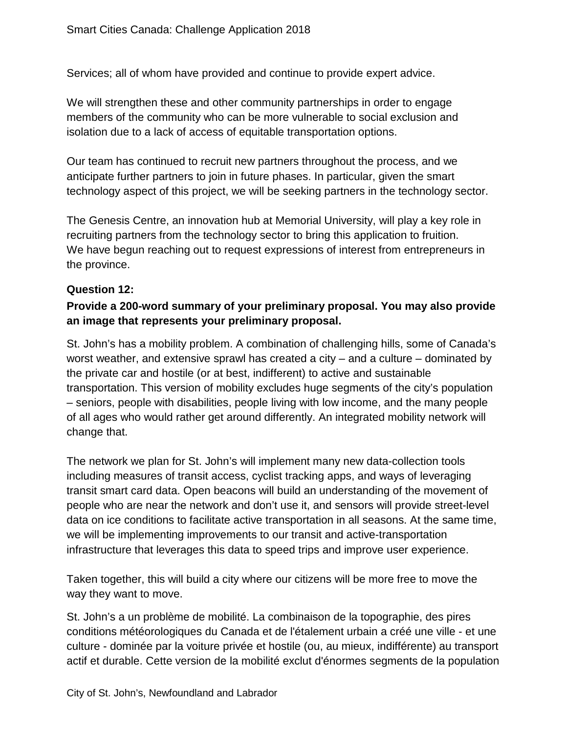Services; all of whom have provided and continue to provide expert advice.

We will strengthen these and other community partnerships in order to engage members of the community who can be more vulnerable to social exclusion and isolation due to a lack of access of equitable transportation options.

Our team has continued to recruit new partners throughout the process, and we anticipate further partners to join in future phases. In particular, given the smart technology aspect of this project, we will be seeking partners in the technology sector.

The Genesis Centre, an innovation hub at Memorial University, will play a key role in recruiting partners from the technology sector to bring this application to fruition. We have begun reaching out to request expressions of interest from entrepreneurs in the province.

**Question 12:**

**Provide a 200-word summary of your preliminary proposal. You may also provide an image that represents your preliminary proposal.**

St. John's has a mobility problem. A combination of challenging hills, some of Canada's worst weather, and extensive sprawl has created a city – and a culture – dominated by the private car and hostile (or at best, indifferent) to active and sustainable transportation. This version of mobility excludes huge segments of the city's population – seniors, people with disabilities, people living with low income, and the many people of all ages who would rather get around differently. An integrated mobility network will change that.

The network we plan for St. John's will implement many new data-collection tools including measures of transit access, cyclist tracking apps, and ways of leveraging transit smart card data. Open beacons will build an understanding of the movement of people who are near the network and don't use it, and sensors will provide street-level data on ice conditions to facilitate active transportation in all seasons. At the same time, we will be implementing improvements to our transit and active-transportation infrastructure that leverages this data to speed trips and improve user experience.

Taken together, this will build a city where our citizens will be more free to move the way they want to move.

St. John's a un problème de mobilité. La combinaison de la topographie, des pires conditions météorologiques du Canada et de l'étalement urbain a créé une ville - et une culture - dominée par la voiture privée et hostile (ou, au mieux, indifférente) au transport actif et durable. Cette version de la mobilité exclut d'énormes segments de la population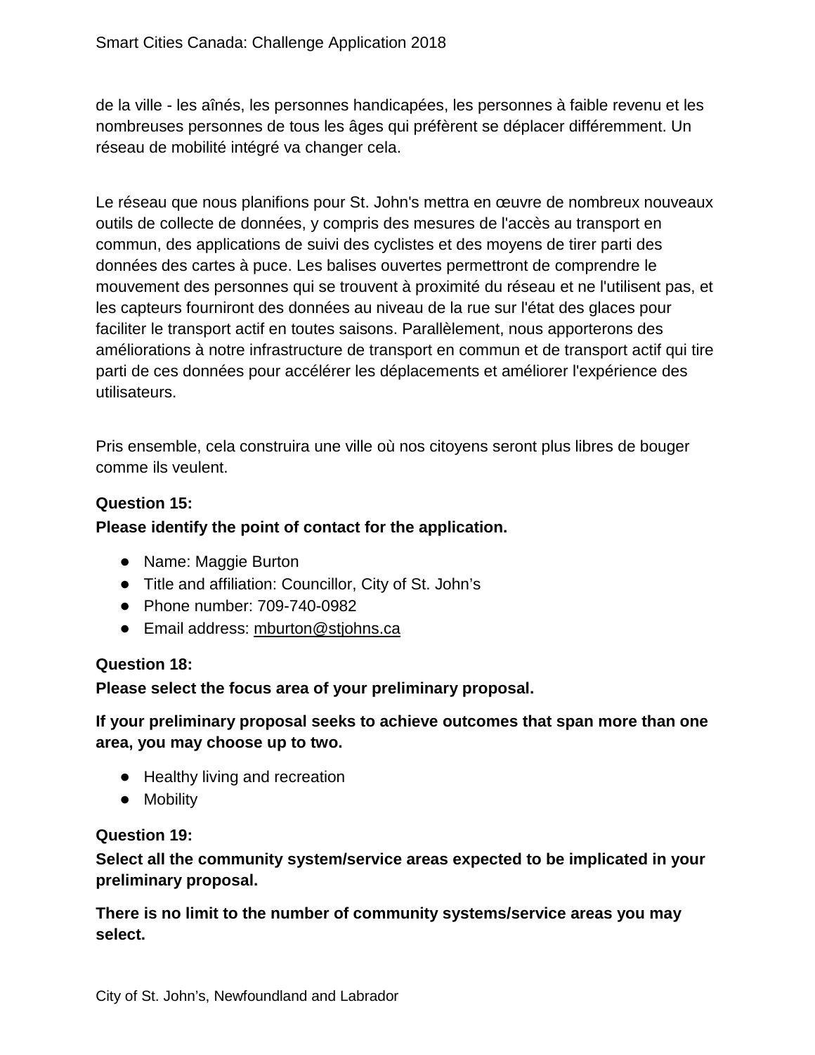de la ville - les aînés, les personnes handicapées, les personnes à faible revenu et les nombreuses personnes de tous les âges qui préfèrent se déplacer différemment. Un réseau de mobilité intégré va changer cela.

Le réseau que nous planifions pour St. John's mettra en œuvre de nombreux nouveaux outils de collecte de données, y compris des mesures de l'accès au transport en commun, des applications de suivi des cyclistes et des moyens de tirer parti des données des cartes à puce. Les balises ouvertes permettront de comprendre le mouvement des personnes qui se trouvent à proximité du réseau et ne l'utilisent pas, et les capteurs fourniront des données au niveau de la rue sur l'état des glaces pour faciliter le transport actif en toutes saisons. Parallèlement, nous apporterons des améliorations à notre infrastructure de transport en commun et de transport actif qui tire parti de ces données pour accélérer les déplacements et améliorer l'expérience des utilisateurs.

Pris ensemble, cela construira une ville où nos citoyens seront plus libres de bouger comme ils veulent.

**Question 15:**
**Please identify the point of contact for the application.**

- Name: Maggie Burton
- Title and affiliation: Councillor, City of St. John's
- Phone number: 709-740-0982
- Email address: mburton@stjohns.ca

**Question 18:**
**Please select the focus area of your preliminary proposal.**

**If your preliminary proposal seeks to achieve outcomes that span more than one area, you may choose up to two.**

- Healthy living and recreation
- Mobility

**Question 19:**
**Select all the community system/service areas expected to be implicated in your preliminary proposal.**

**There is no limit to the number of community systems/service areas you may select.**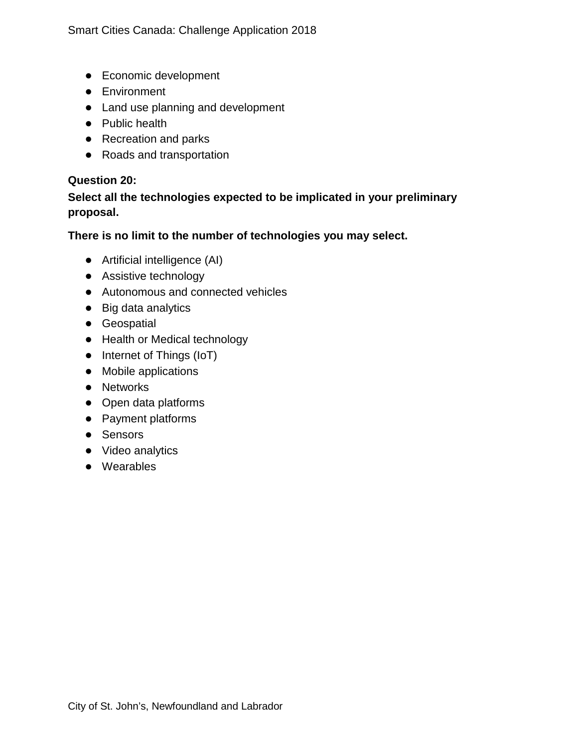- Economic development
- Environment
- Land use planning and development
- Public health
- Recreation and parks
- Roads and transportation

**Question 20:**

**Select all the technologies expected to be implicated in your preliminary proposal.**

**There is no limit to the number of technologies you may select.**

- Artificial intelligence (AI)
- Assistive technology
- Autonomous and connected vehicles
- Big data analytics
- Geospatial
- Health or Medical technology
- Internet of Things (IoT)
- Mobile applications
- Networks
- Open data platforms
- Payment platforms
- Sensors
- Video analytics
- Wearables